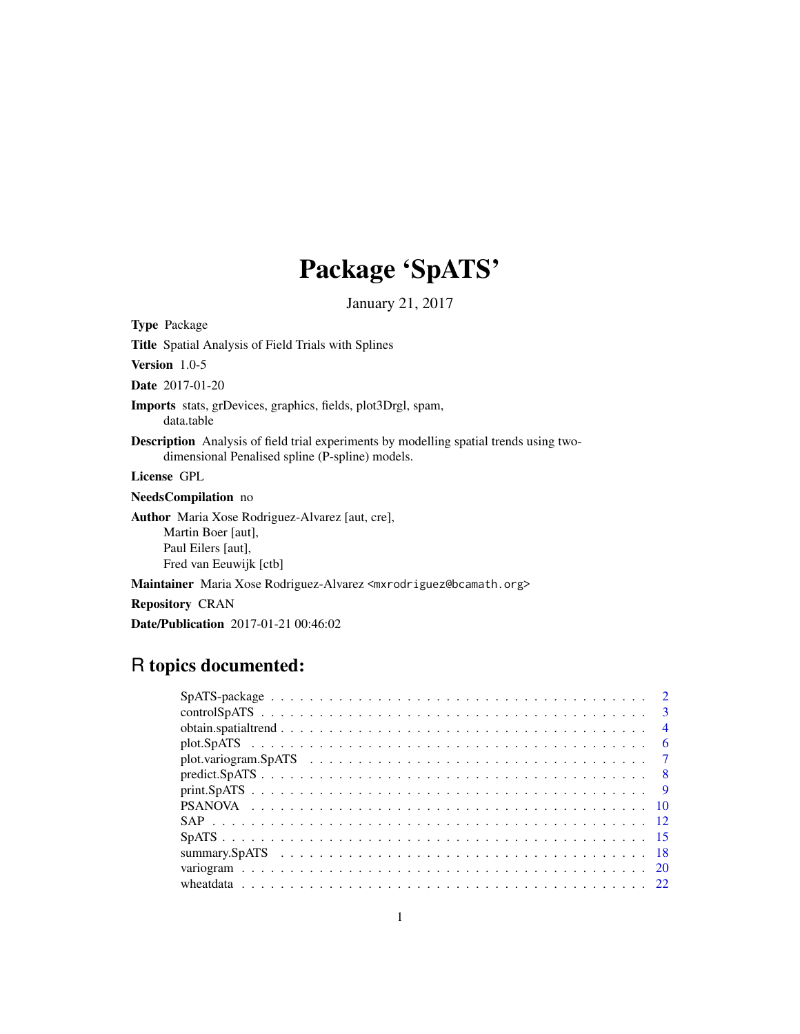# Package 'SpATS'

January 21, 2017

**Type** Package

**Title** Spatial Analysis of Field Trials with Splines

**Version** 1.0-5

**Date** 2017-01-20

**Imports** stats, grDevices, graphics, fields, plot3Drgl, spam, data.table

**Description** Analysis of field trial experiments by modelling spatial trends using two-dimensional Penalised spline (P-spline) models.

**License** GPL

**NeedsCompilation** no

**Author** Maria Xose Rodriguez-Alvarez [aut, cre], Martin Boer [aut], Paul Eilers [aut], Fred van Eeuwijk [ctb]

**Maintainer** Maria Xose Rodriguez-Alvarez <mxrodriguez@bcamath.org>

**Repository** CRAN

**Date/Publication** 2017-01-21 00:46:02

## R topics documented:

- SpATS-package . . . . . . . . . . 2
- controlSpATS . . . . . . . . . . 3
- obtain.spatialtrend . . . . . . . . . . 4
- plot.SpATS . . . . . . . . . . 6
- plot.variogram.SpATS . . . . . . . . . . 7
- predict.SpATS . . . . . . . . . . 8
- print.SpATS . . . . . . . . . . 9
- PSANOVA . . . . . . . . . . 10
- SAP . . . . . . . . . . 12
- SpATS . . . . . . . . . . 15
- summary.SpATS . . . . . . . . . . 18
- variogram . . . . . . . . . . 20
- wheatdata . . . . . . . . . . 22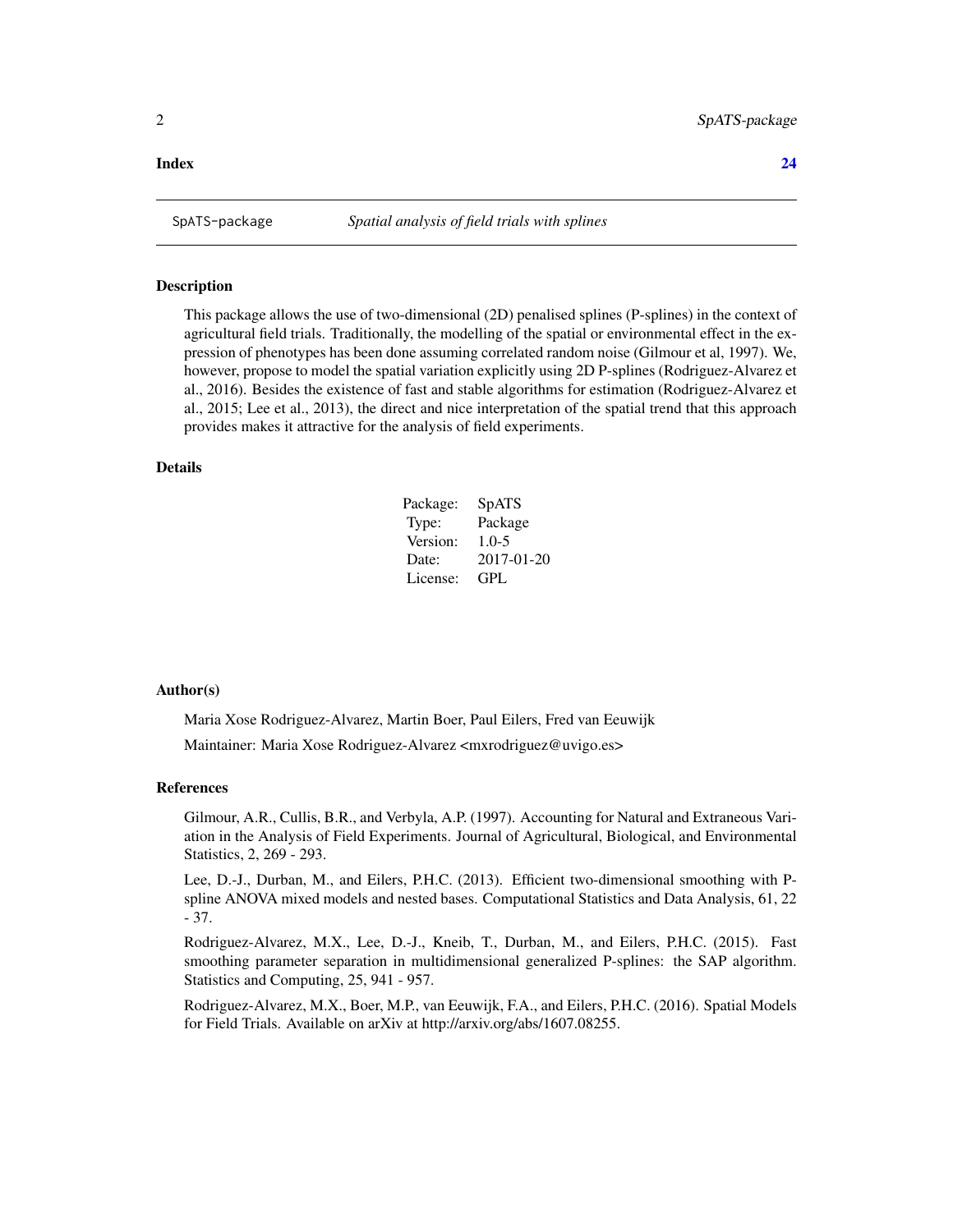**Index** **24**

---

SpATS-package *Spatial analysis of field trials with splines*

---

### Description

This package allows the use of two-dimensional (2D) penalised splines (P-splines) in the context of agricultural field trials. Traditionally, the modelling of the spatial or environmental effect in the expression of phenotypes has been done assuming correlated random noise (Gilmour et al, 1997). We, however, propose to model the spatial variation explicitly using 2D P-splines (Rodriguez-Alvarez et al., 2016). Besides the existence of fast and stable algorithms for estimation (Rodriguez-Alvarez et al., 2015; Lee et al., 2013), the direct and nice interpretation of the spatial trend that this approach provides makes it attractive for the analysis of field experiments.

### Details

| | |
|---|---|
| Package: | SpATS |
| Type: | Package |
| Version: | 1.0-5 |
| Date: | 2017-01-20 |
| License: | GPL |

### Author(s)

Maria Xose Rodriguez-Alvarez, Martin Boer, Paul Eilers, Fred van Eeuwijk

Maintainer: Maria Xose Rodriguez-Alvarez <mxrodriguez@uvigo.es>

### References

Gilmour, A.R., Cullis, B.R., and Verbyla, A.P. (1997). Accounting for Natural and Extraneous Variation in the Analysis of Field Experiments. Journal of Agricultural, Biological, and Environmental Statistics, 2, 269 - 293.

Lee, D.-J., Durban, M., and Eilers, P.H.C. (2013). Efficient two-dimensional smoothing with P-spline ANOVA mixed models and nested bases. Computational Statistics and Data Analysis, 61, 22 - 37.

Rodriguez-Alvarez, M.X., Lee, D.-J., Kneib, T., Durban, M., and Eilers, P.H.C. (2015). Fast smoothing parameter separation in multidimensional generalized P-splines: the SAP algorithm. Statistics and Computing, 25, 941 - 957.

Rodriguez-Alvarez, M.X., Boer, M.P., van Eeuwijk, F.A., and Eilers, P.H.C. (2016). Spatial Models for Field Trials. Available on arXiv at http://arxiv.org/abs/1607.08255.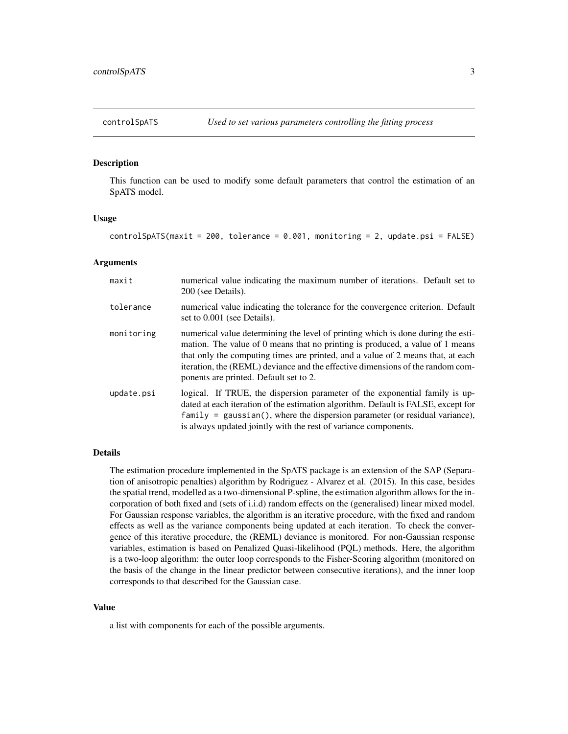# controlSpATS — *Used to set various parameters controlling the fitting process*

## Description

This function can be used to modify some default parameters that control the estimation of an SpATS model.

## Usage

```
controlSpATS(maxit = 200, tolerance = 0.001, monitoring = 2, update.psi = FALSE)
```

## Arguments

| | |
|---|---|
| `maxit` | numerical value indicating the maximum number of iterations. Default set to 200 (see Details). |
| `tolerance` | numerical value indicating the tolerance for the convergence criterion. Default set to 0.001 (see Details). |
| `monitoring` | numerical value determining the level of printing which is done during the estimation. The value of 0 means that no printing is produced, a value of 1 means that only the computing times are printed, and a value of 2 means that, at each iteration, the (REML) deviance and the effective dimensions of the random components are printed. Default set to 2. |
| `update.psi` | logical. If TRUE, the dispersion parameter of the exponential family is updated at each iteration of the estimation algorithm. Default is FALSE, except for `family = gaussian()`, where the dispersion parameter (or residual variance), is always updated jointly with the rest of variance components. |

## Details

The estimation procedure implemented in the SpATS package is an extension of the SAP (Separation of anisotropic penalties) algorithm by Rodriguez - Alvarez et al. (2015). In this case, besides the spatial trend, modelled as a two-dimensional P-spline, the estimation algorithm allows for the incorporation of both fixed and (sets of i.i.d) random effects on the (generalised) linear mixed model. For Gaussian response variables, the algorithm is an iterative procedure, with the fixed and random effects as well as the variance components being updated at each iteration. To check the convergence of this iterative procedure, the (REML) deviance is monitored. For non-Gaussian response variables, estimation is based on Penalized Quasi-likelihood (PQL) methods. Here, the algorithm is a two-loop algorithm: the outer loop corresponds to the Fisher-Scoring algorithm (monitored on the basis of the change in the linear predictor between consecutive iterations), and the inner loop corresponds to that described for the Gaussian case.

## Value

a list with components for each of the possible arguments.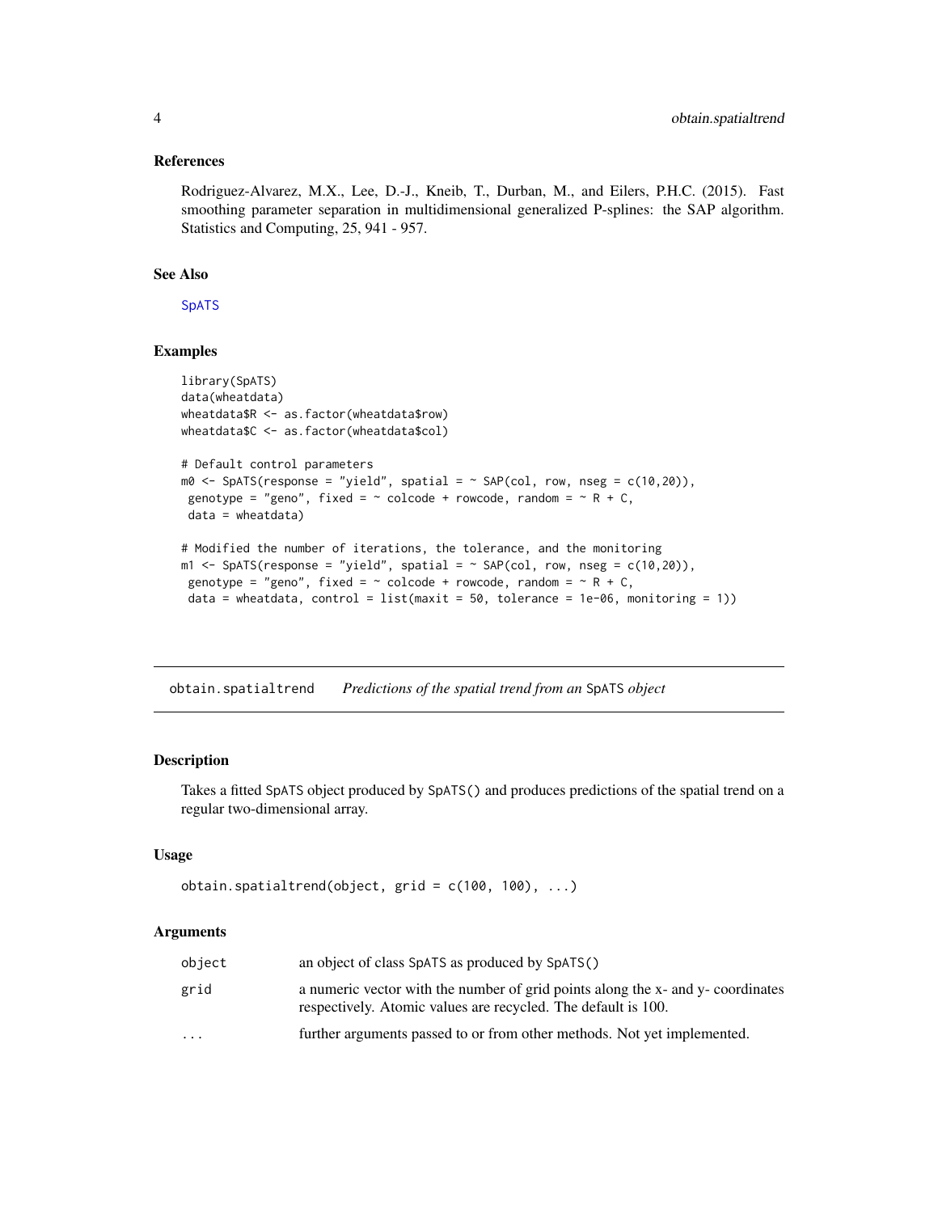### References

Rodriguez-Alvarez, M.X., Lee, D.-J., Kneib, T., Durban, M., and Eilers, P.H.C. (2015). Fast smoothing parameter separation in multidimensional generalized P-splines: the SAP algorithm. Statistics and Computing, 25, 941 - 957.

### See Also

SpATS

### Examples

```
library(SpATS)
data(wheatdata)
wheatdata$R <- as.factor(wheatdata$row)
wheatdata$C <- as.factor(wheatdata$col)

# Default control parameters
m0 <- SpATS(response = "yield", spatial = ~ SAP(col, row, nseg = c(10,20)),
 genotype = "geno", fixed = ~ colcode + rowcode, random = ~ R + C,
 data = wheatdata)

# Modified the number of iterations, the tolerance, and the monitoring
m1 <- SpATS(response = "yield", spatial = ~ SAP(col, row, nseg = c(10,20)),
 genotype = "geno", fixed = ~ colcode + rowcode, random = ~ R + C,
 data = wheatdata, control = list(maxit = 50, tolerance = 1e-06, monitoring = 1))
```

---

## obtain.spatialtrend    *Predictions of the spatial trend from an* SpATS *object*

---

### Description

Takes a fitted SpATS object produced by SpATS() and produces predictions of the spatial trend on a regular two-dimensional array.

### Usage

```
obtain.spatialtrend(object, grid = c(100, 100), ...)
```

### Arguments

| | |
|---|---|
| object | an object of class SpATS as produced by SpATS() |
| grid | a numeric vector with the number of grid points along the x- and y- coordinates respectively. Atomic values are recycled. The default is 100. |
| ... | further arguments passed to or from other methods. Not yet implemented. |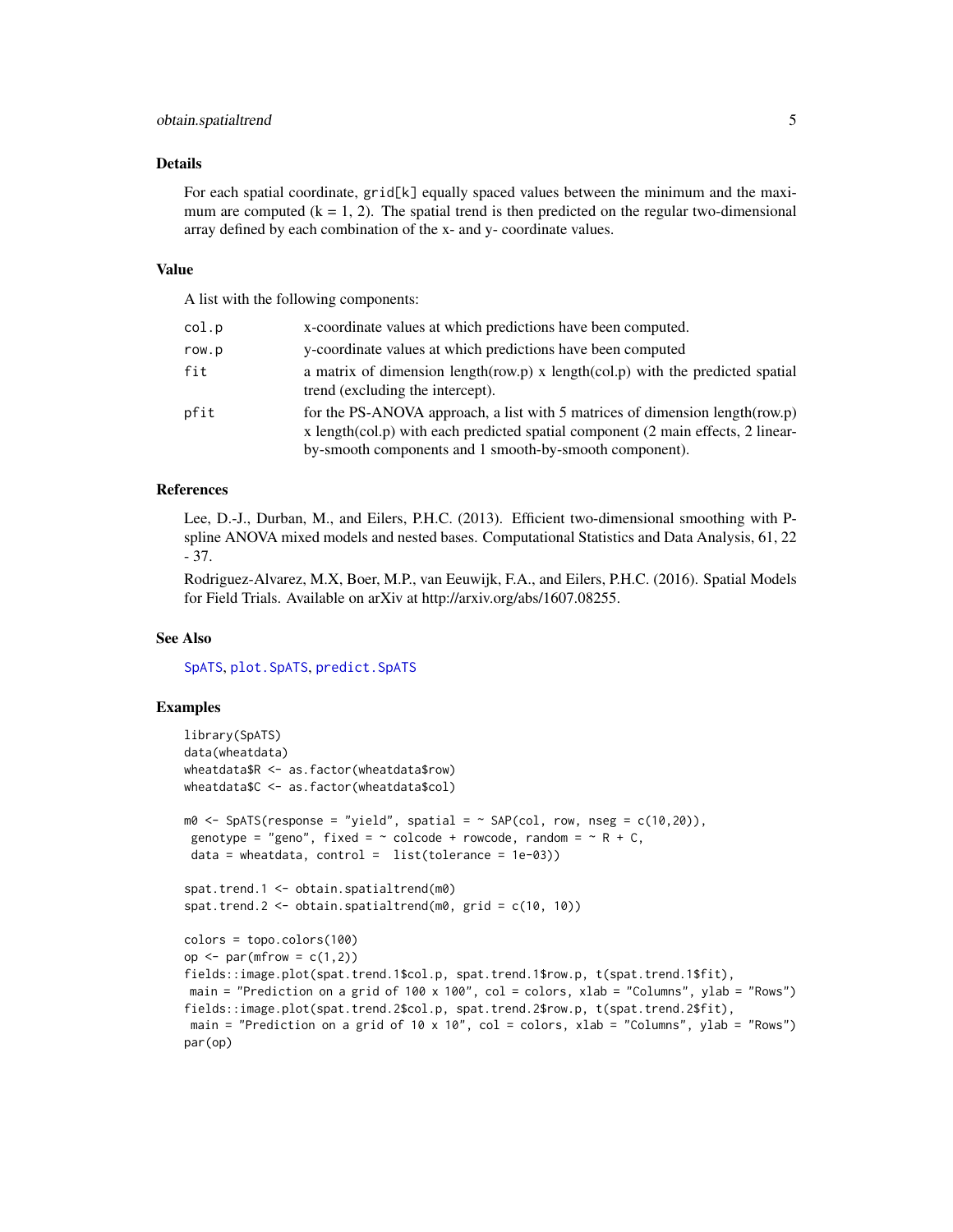## Details

For each spatial coordinate, grid[k] equally spaced values between the minimum and the maximum are computed (k = 1, 2). The spatial trend is then predicted on the regular two-dimensional array defined by each combination of the x- and y- coordinate values.

## Value

A list with the following components:

| | |
|---|---|
| col.p | x-coordinate values at which predictions have been computed. |
| row.p | y-coordinate values at which predictions have been computed |
| fit | a matrix of dimension length(row.p) x length(col.p) with the predicted spatial trend (excluding the intercept). |
| pfit | for the PS-ANOVA approach, a list with 5 matrices of dimension length(row.p) x length(col.p) with each predicted spatial component (2 main effects, 2 linear-by-smooth components and 1 smooth-by-smooth component). |

## References

Lee, D.-J., Durban, M., and Eilers, P.H.C. (2013). Efficient two-dimensional smoothing with P-spline ANOVA mixed models and nested bases. Computational Statistics and Data Analysis, 61, 22 - 37.

Rodriguez-Alvarez, M.X, Boer, M.P., van Eeuwijk, F.A., and Eilers, P.H.C. (2016). Spatial Models for Field Trials. Available on arXiv at http://arxiv.org/abs/1607.08255.

## See Also

SpATS, plot.SpATS, predict.SpATS

## Examples

```
library(SpATS)
data(wheatdata)
wheatdata$R <- as.factor(wheatdata$row)
wheatdata$C <- as.factor(wheatdata$col)

m0 <- SpATS(response = "yield", spatial = ~ SAP(col, row, nseg = c(10,20)),
 genotype = "geno", fixed = ~ colcode + rowcode, random = ~ R + C,
 data = wheatdata, control =  list(tolerance = 1e-03))

spat.trend.1 <- obtain.spatialtrend(m0)
spat.trend.2 <- obtain.spatialtrend(m0, grid = c(10, 10))

colors = topo.colors(100)
op <- par(mfrow = c(1,2))
fields::image.plot(spat.trend.1$col.p, spat.trend.1$row.p, t(spat.trend.1$fit),
 main = "Prediction on a grid of 100 x 100", col = colors, xlab = "Columns", ylab = "Rows")
fields::image.plot(spat.trend.2$col.p, spat.trend.2$row.p, t(spat.trend.2$fit),
 main = "Prediction on a grid of 10 x 10", col = colors, xlab = "Columns", ylab = "Rows")
par(op)
```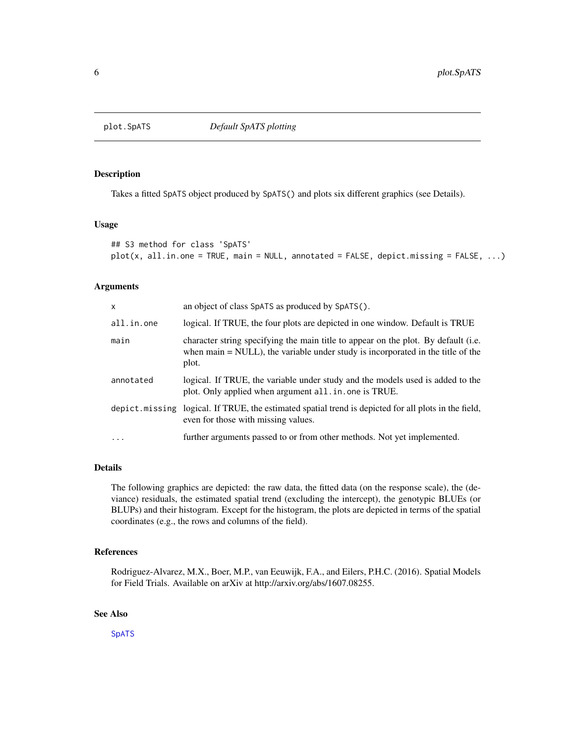# plot.SpATS — *Default SpATS plotting*

## Description

Takes a fitted SpATS object produced by SpATS() and plots six different graphics (see Details).

## Usage

```
## S3 method for class 'SpATS'
plot(x, all.in.one = TRUE, main = NULL, annotated = FALSE, depict.missing = FALSE, ...)
```

## Arguments

| | |
|---|---|
| x | an object of class SpATS as produced by SpATS(). |
| all.in.one | logical. If TRUE, the four plots are depicted in one window. Default is TRUE |
| main | character string specifying the main title to appear on the plot. By default (i.e. when main = NULL), the variable under study is incorporated in the title of the plot. |
| annotated | logical. If TRUE, the variable under study and the models used is added to the plot. Only applied when argument all.in.one is TRUE. |
| depict.missing | logical. If TRUE, the estimated spatial trend is depicted for all plots in the field, even for those with missing values. |
| ... | further arguments passed to or from other methods. Not yet implemented. |

## Details

The following graphics are depicted: the raw data, the fitted data (on the response scale), the (deviance) residuals, the estimated spatial trend (excluding the intercept), the genotypic BLUEs (or BLUPs) and their histogram. Except for the histogram, the plots are depicted in terms of the spatial coordinates (e.g., the rows and columns of the field).

## References

Rodriguez-Alvarez, M.X., Boer, M.P., van Eeuwijk, F.A., and Eilers, P.H.C. (2016). Spatial Models for Field Trials. Available on arXiv at http://arxiv.org/abs/1607.08255.

## See Also

SpATS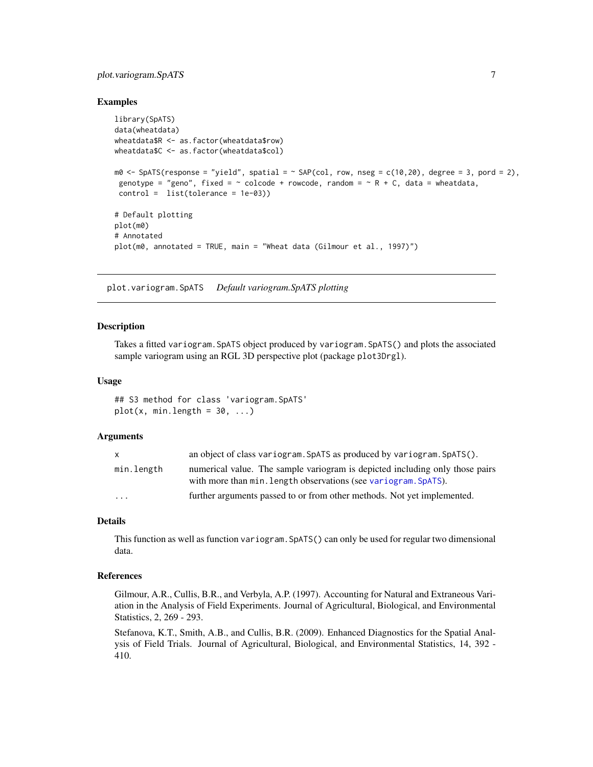### Examples

```
library(SpATS)
data(wheatdata)
wheatdata$R <- as.factor(wheatdata$row)
wheatdata$C <- as.factor(wheatdata$col)

m0 <- SpATS(response = "yield", spatial = ~ SAP(col, row, nseg = c(10,20), degree = 3, pord = 2),
 genotype = "geno", fixed = ~ colcode + rowcode, random = ~ R + C, data = wheatdata,
 control =  list(tolerance = 1e-03))

# Default plotting
plot(m0)
# Annotated
plot(m0, annotated = TRUE, main = "Wheat data (Gilmour et al., 1997)")
```

---

## plot.variogram.SpATS *Default variogram.SpATS plotting*

---

### Description

Takes a fitted `variogram.SpATS` object produced by `variogram.SpATS()` and plots the associated sample variogram using an RGL 3D perspective plot (package `plot3Drgl`).

### Usage

```
## S3 method for class 'variogram.SpATS'
plot(x, min.length = 30, ...)
```

### Arguments

| | |
|---|---|
| `x` | an object of class `variogram.SpATS` as produced by `variogram.SpATS()`. |
| `min.length` | numerical value. The sample variogram is depicted including only those pairs with more than `min.length` observations (see `variogram.SpATS`). |
| `...` | further arguments passed to or from other methods. Not yet implemented. |

### Details

This function as well as function `variogram.SpATS()` can only be used for regular two dimensional data.

### References

Gilmour, A.R., Cullis, B.R., and Verbyla, A.P. (1997). Accounting for Natural and Extraneous Variation in the Analysis of Field Experiments. Journal of Agricultural, Biological, and Environmental Statistics, 2, 269 - 293.

Stefanova, K.T., Smith, A.B., and Cullis, B.R. (2009). Enhanced Diagnostics for the Spatial Analysis of Field Trials. Journal of Agricultural, Biological, and Environmental Statistics, 14, 392 - 410.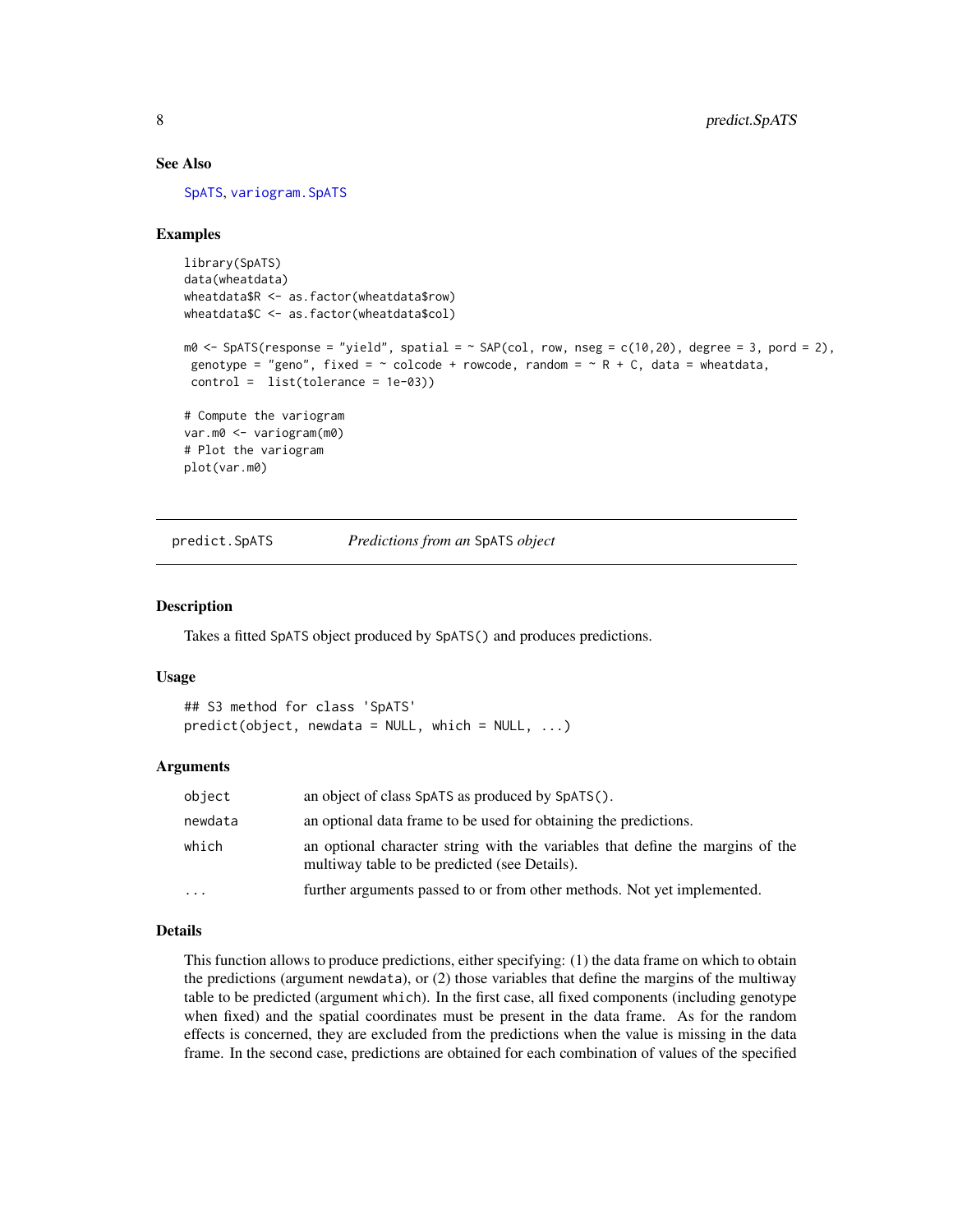## See Also

SpATS, variogram.SpATS

## Examples

```
library(SpATS)
data(wheatdata)
wheatdata$R <- as.factor(wheatdata$row)
wheatdata$C <- as.factor(wheatdata$col)

m0 <- SpATS(response = "yield", spatial = ~ SAP(col, row, nseg = c(10,20), degree = 3, pord = 2),
 genotype = "geno", fixed = ~ colcode + rowcode, random = ~ R + C, data = wheatdata,
 control =  list(tolerance = 1e-03))

# Compute the variogram
var.m0 <- variogram(m0)
# Plot the variogram
plot(var.m0)
```

---

# predict.SpATS    *Predictions from an* SpATS *object*

---

## Description

Takes a fitted SpATS object produced by SpATS() and produces predictions.

## Usage

```
## S3 method for class 'SpATS'
predict(object, newdata = NULL, which = NULL, ...)
```

## Arguments

| | |
|---|---|
| object | an object of class SpATS as produced by SpATS(). |
| newdata | an optional data frame to be used for obtaining the predictions. |
| which | an optional character string with the variables that define the margins of the multiway table to be predicted (see Details). |
| ... | further arguments passed to or from other methods. Not yet implemented. |

## Details

This function allows to produce predictions, either specifying: (1) the data frame on which to obtain the predictions (argument newdata), or (2) those variables that define the margins of the multiway table to be predicted (argument which). In the first case, all fixed components (including genotype when fixed) and the spatial coordinates must be present in the data frame. As for the random effects is concerned, they are excluded from the predictions when the value is missing in the data frame. In the second case, predictions are obtained for each combination of values of the specified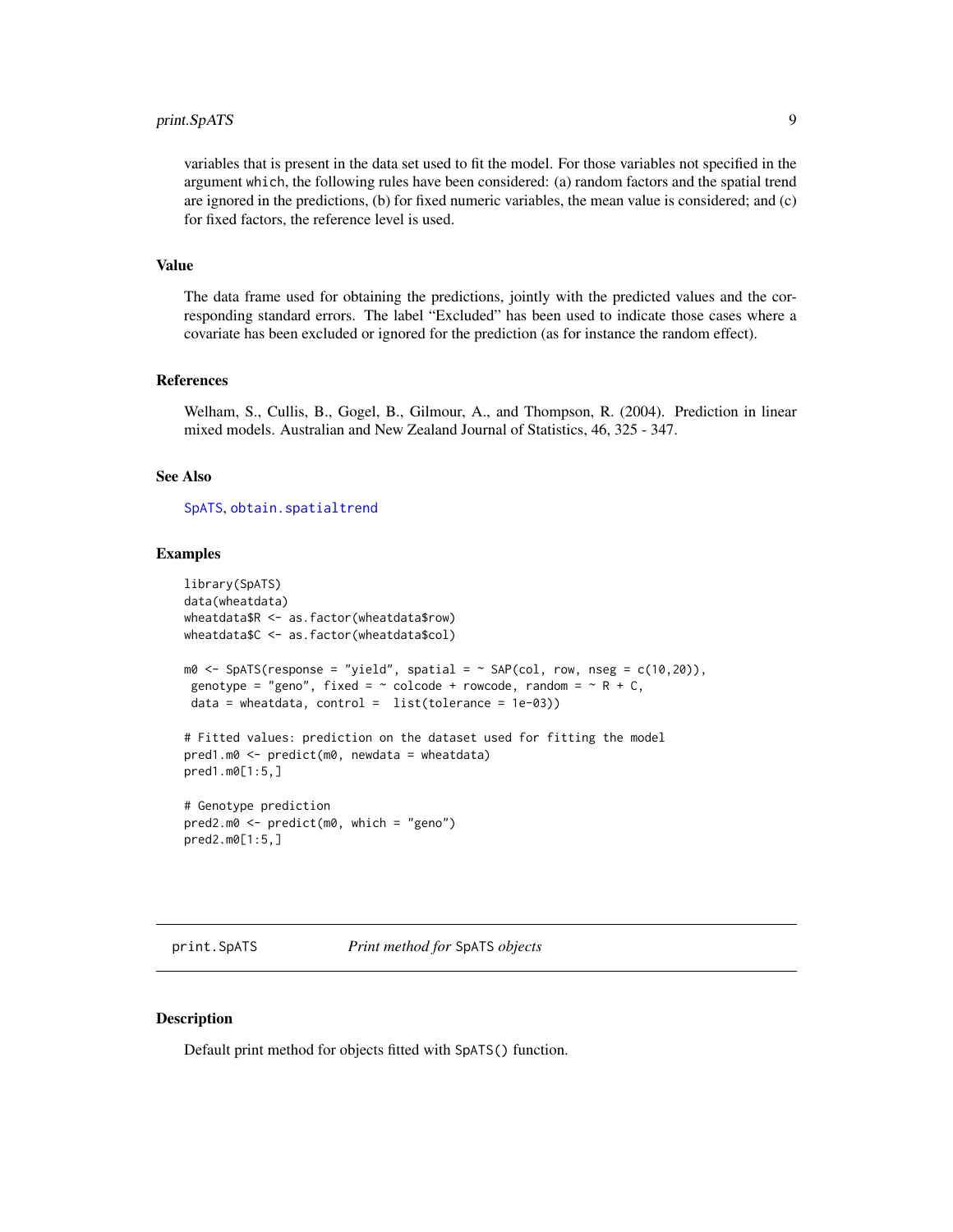variables that is present in the data set used to fit the model. For those variables not specified in the argument `which`, the following rules have been considered: (a) random factors and the spatial trend are ignored in the predictions, (b) for fixed numeric variables, the mean value is considered; and (c) for fixed factors, the reference level is used.

### Value

The data frame used for obtaining the predictions, jointly with the predicted values and the corresponding standard errors. The label "Excluded" has been used to indicate those cases where a covariate has been excluded or ignored for the prediction (as for instance the random effect).

### References

Welham, S., Cullis, B., Gogel, B., Gilmour, A., and Thompson, R. (2004). Prediction in linear mixed models. Australian and New Zealand Journal of Statistics, 46, 325 - 347.

### See Also

`SpATS`, `obtain.spatialtrend`

### Examples

```
library(SpATS)
data(wheatdata)
wheatdata$R <- as.factor(wheatdata$row)
wheatdata$C <- as.factor(wheatdata$col)

m0 <- SpATS(response = "yield", spatial = ~ SAP(col, row, nseg = c(10,20)),
 genotype = "geno", fixed = ~ colcode + rowcode, random = ~ R + C,
 data = wheatdata, control =  list(tolerance = 1e-03))

# Fitted values: prediction on the dataset used for fitting the model
pred1.m0 <- predict(m0, newdata = wheatdata)
pred1.m0[1:5,]

# Genotype prediction
pred2.m0 <- predict(m0, which = "geno")
pred2.m0[1:5,]
```

---

## print.SpATS *Print method for* `SpATS` *objects*

### Description

Default print method for objects fitted with `SpATS()` function.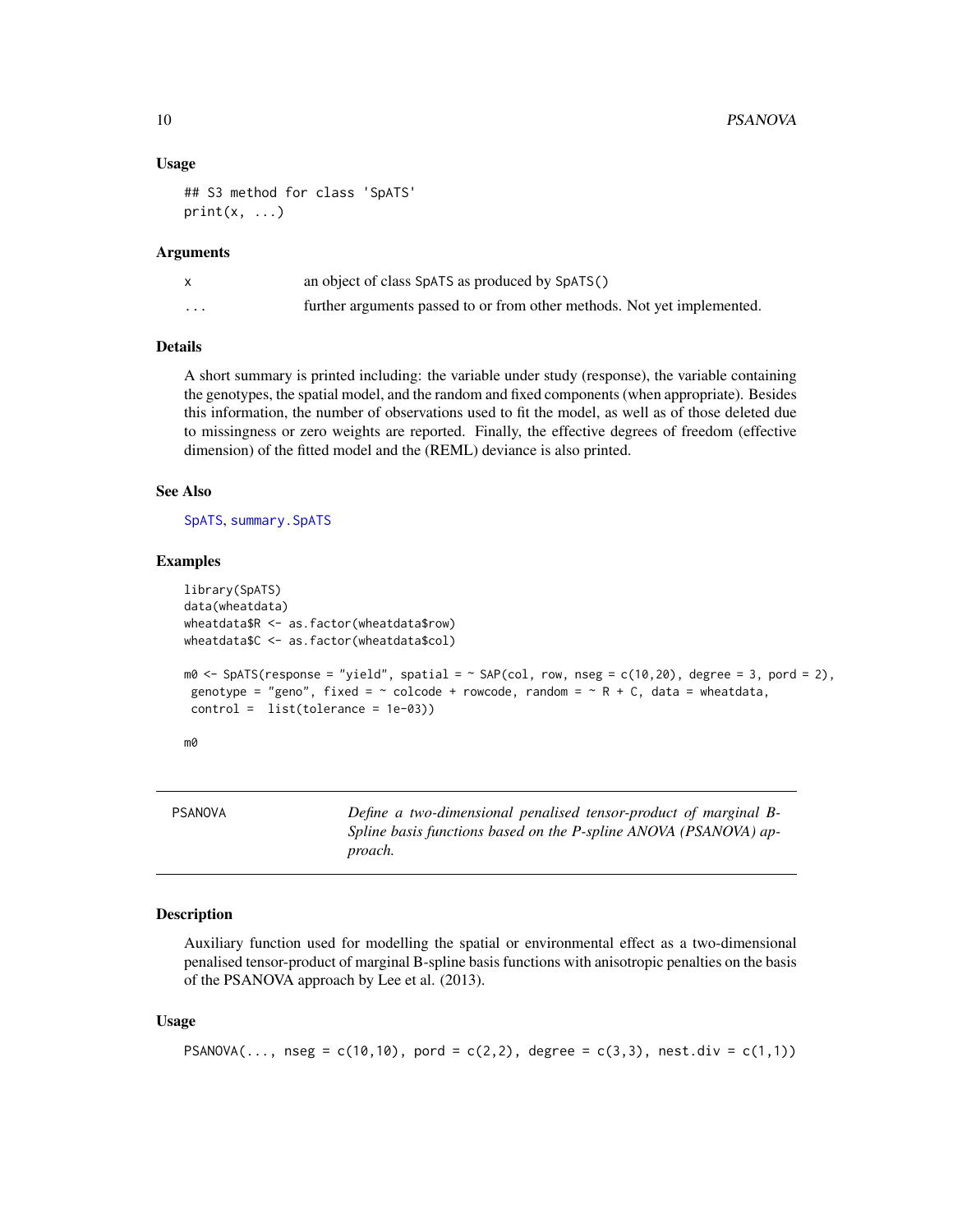### Usage

```
## S3 method for class 'SpATS'
print(x, ...)
```

### Arguments

| | |
|---|---|
| x | an object of class SpATS as produced by SpATS() |
| ... | further arguments passed to or from other methods. Not yet implemented. |

### Details

A short summary is printed including: the variable under study (response), the variable containing the genotypes, the spatial model, and the random and fixed components (when appropriate). Besides this information, the number of observations used to fit the model, as well as of those deleted due to missingness or zero weights are reported. Finally, the effective degrees of freedom (effective dimension) of the fitted model and the (REML) deviance is also printed.

### See Also

SpATS, summary.SpATS

### Examples

```
library(SpATS)
data(wheatdata)
wheatdata$R <- as.factor(wheatdata$row)
wheatdata$C <- as.factor(wheatdata$col)

m0 <- SpATS(response = "yield", spatial = ~ SAP(col, row, nseg = c(10,20), degree = 3, pord = 2),
 genotype = "geno", fixed = ~ colcode + rowcode, random = ~ R + C, data = wheatdata,
 control =  list(tolerance = 1e-03))

m0
```

---

## PSANOVA

*Define a two-dimensional penalised tensor-product of marginal B-Spline basis functions based on the P-spline ANOVA (PSANOVA) approach.*

---

### Description

Auxiliary function used for modelling the spatial or environmental effect as a two-dimensional penalised tensor-product of marginal B-spline basis functions with anisotropic penalties on the basis of the PSANOVA approach by Lee et al. (2013).

### Usage

```
PSANOVA(..., nseg = c(10,10), pord = c(2,2), degree = c(3,3), nest.div = c(1,1))
```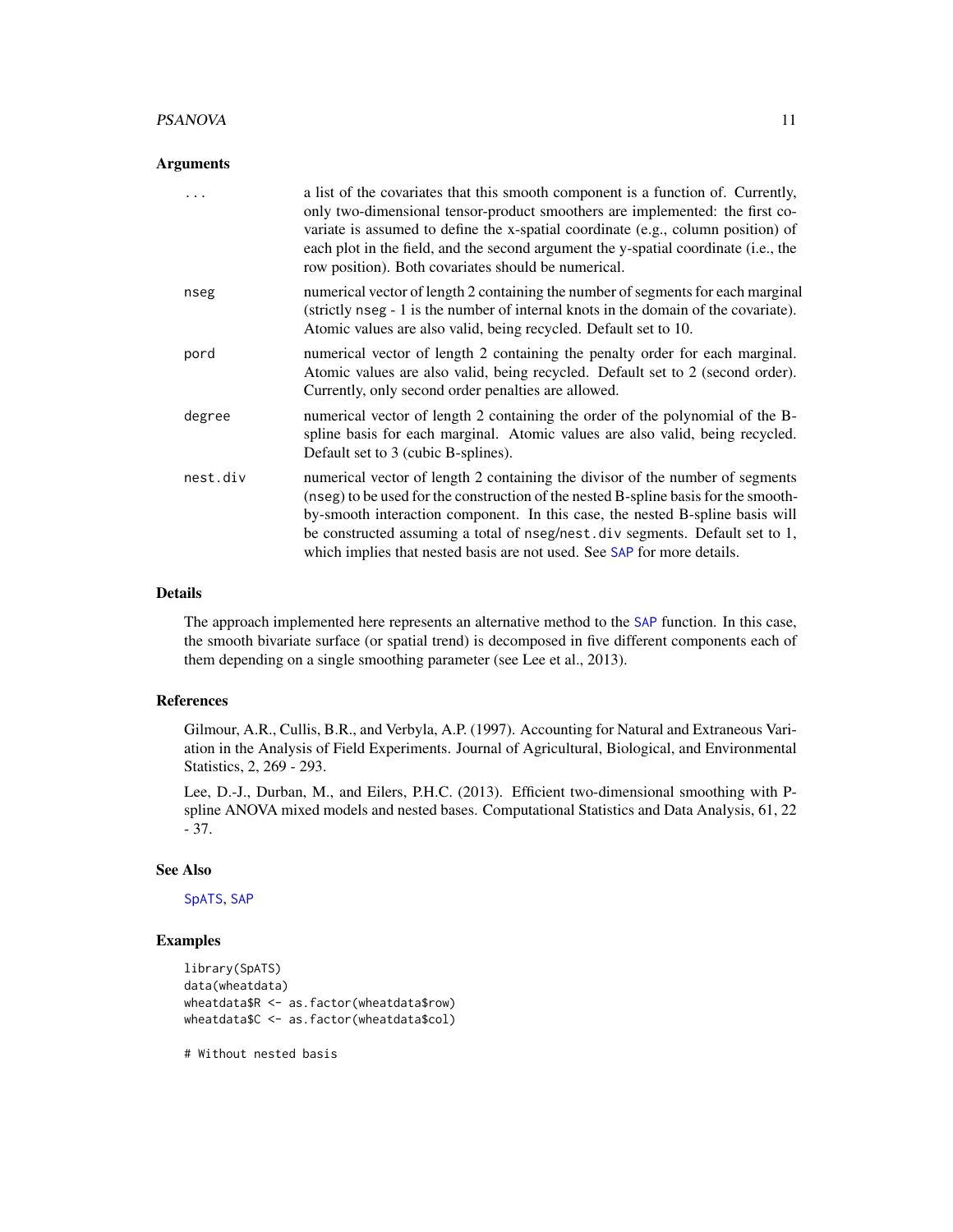### Arguments

`...` a list of the covariates that this smooth component is a function of. Currently, only two-dimensional tensor-product smoothers are implemented: the first covariate is assumed to define the x-spatial coordinate (e.g., column position) of each plot in the field, and the second argument the y-spatial coordinate (i.e., the row position). Both covariates should be numerical.

`nseg` numerical vector of length 2 containing the number of segments for each marginal (strictly `nseg` - 1 is the number of internal knots in the domain of the covariate). Atomic values are also valid, being recycled. Default set to 10.

`pord` numerical vector of length 2 containing the penalty order for each marginal. Atomic values are also valid, being recycled. Default set to 2 (second order). Currently, only second order penalties are allowed.

`degree` numerical vector of length 2 containing the order of the polynomial of the B-spline basis for each marginal. Atomic values are also valid, being recycled. Default set to 3 (cubic B-splines).

`nest.div` numerical vector of length 2 containing the divisor of the number of segments (`nseg`) to be used for the construction of the nested B-spline basis for the smooth-by-smooth interaction component. In this case, the nested B-spline basis will be constructed assuming a total of `nseg`/`nest.div` segments. Default set to 1, which implies that nested basis are not used. See `SAP` for more details.

### Details

The approach implemented here represents an alternative method to the `SAP` function. In this case, the smooth bivariate surface (or spatial trend) is decomposed in five different components each of them depending on a single smoothing parameter (see Lee et al., 2013).

### References

Gilmour, A.R., Cullis, B.R., and Verbyla, A.P. (1997). Accounting for Natural and Extraneous Variation in the Analysis of Field Experiments. Journal of Agricultural, Biological, and Environmental Statistics, 2, 269 - 293.

Lee, D.-J., Durban, M., and Eilers, P.H.C. (2013). Efficient two-dimensional smoothing with P-spline ANOVA mixed models and nested bases. Computational Statistics and Data Analysis, 61, 22 - 37.

### See Also

`SpATS`, `SAP`

### Examples

```
library(SpATS)
data(wheatdata)
wheatdata$R <- as.factor(wheatdata$row)
wheatdata$C <- as.factor(wheatdata$col)

# Without nested basis
```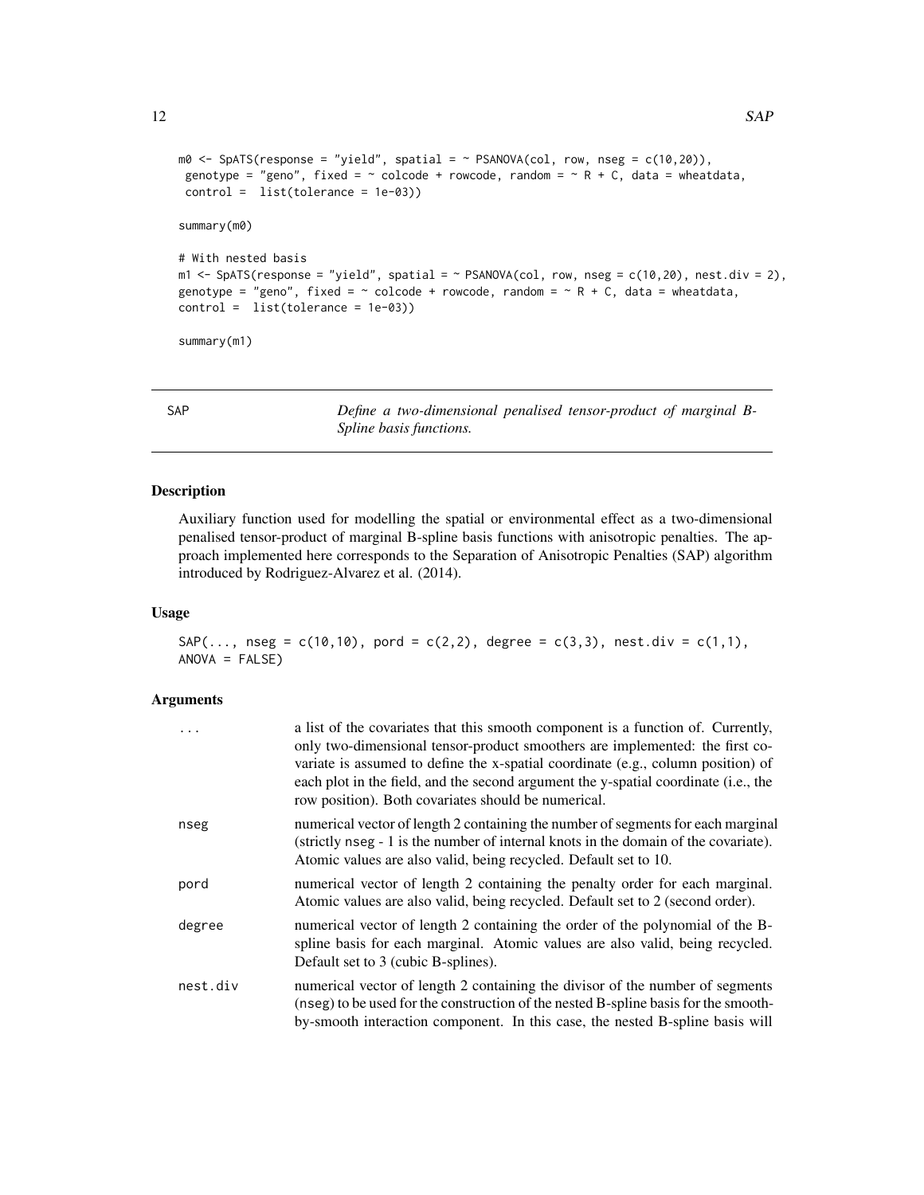```
m0 <- SpATS(response = "yield", spatial = ~ PSANOVA(col, row, nseg = c(10,20)),
 genotype = "geno", fixed = ~ colcode + rowcode, random = ~ R + C, data = wheatdata,
 control =  list(tolerance = 1e-03))

summary(m0)

# With nested basis
m1 <- SpATS(response = "yield", spatial = ~ PSANOVA(col, row, nseg = c(10,20), nest.div = 2),
genotype = "geno", fixed = ~ colcode + rowcode, random = ~ R + C, data = wheatdata,
control =  list(tolerance = 1e-03))

summary(m1)
```

---

## SAP — *Define a two-dimensional penalised tensor-product of marginal B-Spline basis functions.*

### Description

Auxiliary function used for modelling the spatial or environmental effect as a two-dimensional penalised tensor-product of marginal B-spline basis functions with anisotropic penalties. The approach implemented here corresponds to the Separation of Anisotropic Penalties (SAP) algorithm introduced by Rodriguez-Alvarez et al. (2014).

### Usage

```
SAP(..., nseg = c(10,10), pord = c(2,2), degree = c(3,3), nest.div = c(1,1),
ANOVA = FALSE)
```

### Arguments

| | |
|---|---|
| `...` | a list of the covariates that this smooth component is a function of. Currently, only two-dimensional tensor-product smoothers are implemented: the first covariate is assumed to define the x-spatial coordinate (e.g., column position) of each plot in the field, and the second argument the y-spatial coordinate (i.e., the row position). Both covariates should be numerical. |
| `nseg` | numerical vector of length 2 containing the number of segments for each marginal (strictly `nseg` - 1 is the number of internal knots in the domain of the covariate). Atomic values are also valid, being recycled. Default set to 10. |
| `pord` | numerical vector of length 2 containing the penalty order for each marginal. Atomic values are also valid, being recycled. Default set to 2 (second order). |
| `degree` | numerical vector of length 2 containing the order of the polynomial of the B-spline basis for each marginal. Atomic values are also valid, being recycled. Default set to 3 (cubic B-splines). |
| `nest.div` | numerical vector of length 2 containing the divisor of the number of segments (`nseg`) to be used for the construction of the nested B-spline basis for the smooth-by-smooth interaction component. In this case, the nested B-spline basis will |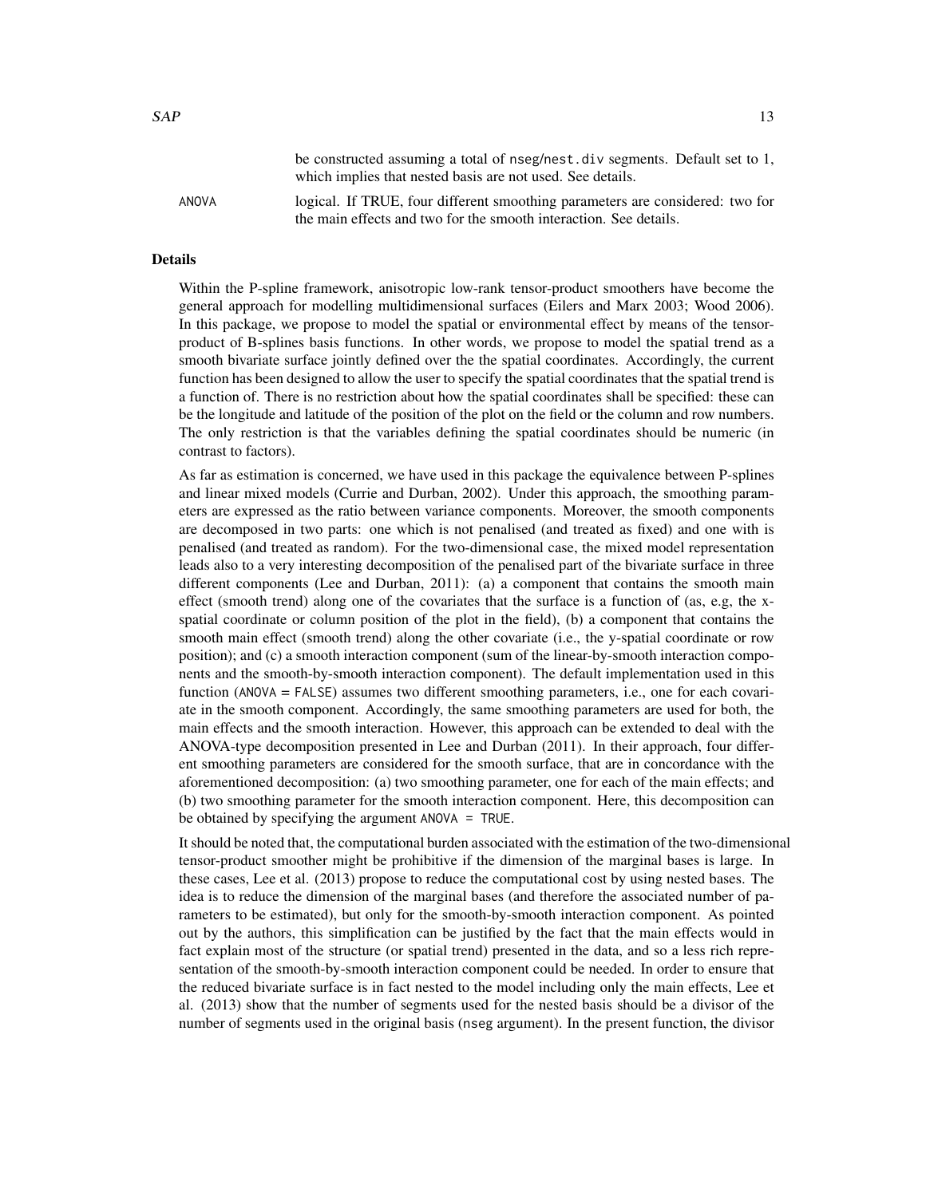be constructed assuming a total of nseg/nest.div segments. Default set to 1, which implies that nested basis are not used. See details.

ANOVA
: logical. If TRUE, four different smoothing parameters are considered: two for the main effects and two for the smooth interaction. See details.

### Details

Within the P-spline framework, anisotropic low-rank tensor-product smoothers have become the general approach for modelling multidimensional surfaces (Eilers and Marx 2003; Wood 2006). In this package, we propose to model the spatial or environmental effect by means of the tensor-product of B-splines basis functions. In other words, we propose to model the spatial trend as a smooth bivariate surface jointly defined over the the spatial coordinates. Accordingly, the current function has been designed to allow the user to specify the spatial coordinates that the spatial trend is a function of. There is no restriction about how the spatial coordinates shall be specified: these can be the longitude and latitude of the position of the plot on the field or the column and row numbers. The only restriction is that the variables defining the spatial coordinates should be numeric (in contrast to factors).

As far as estimation is concerned, we have used in this package the equivalence between P-splines and linear mixed models (Currie and Durban, 2002). Under this approach, the smoothing parameters are expressed as the ratio between variance components. Moreover, the smooth components are decomposed in two parts: one which is not penalised (and treated as fixed) and one with is penalised (and treated as random). For the two-dimensional case, the mixed model representation leads also to a very interesting decomposition of the penalised part of the bivariate surface in three different components (Lee and Durban, 2011): (a) a component that contains the smooth main effect (smooth trend) along one of the covariates that the surface is a function of (as, e.g, the x-spatial coordinate or column position of the plot in the field), (b) a component that contains the smooth main effect (smooth trend) along the other covariate (i.e., the y-spatial coordinate or row position); and (c) a smooth interaction component (sum of the linear-by-smooth interaction components and the smooth-by-smooth interaction component). The default implementation used in this function (ANOVA = FALSE) assumes two different smoothing parameters, i.e., one for each covariate in the smooth component. Accordingly, the same smoothing parameters are used for both, the main effects and the smooth interaction. However, this approach can be extended to deal with the ANOVA-type decomposition presented in Lee and Durban (2011). In their approach, four different smoothing parameters are considered for the smooth surface, that are in concordance with the aforementioned decomposition: (a) two smoothing parameter, one for each of the main effects; and (b) two smoothing parameter for the smooth interaction component. Here, this decomposition can be obtained by specifying the argument ANOVA = TRUE.

It should be noted that, the computational burden associated with the estimation of the two-dimensional tensor-product smoother might be prohibitive if the dimension of the marginal bases is large. In these cases, Lee et al. (2013) propose to reduce the computational cost by using nested bases. The idea is to reduce the dimension of the marginal bases (and therefore the associated number of parameters to be estimated), but only for the smooth-by-smooth interaction component. As pointed out by the authors, this simplification can be justified by the fact that the main effects would in fact explain most of the structure (or spatial trend) presented in the data, and so a less rich representation of the smooth-by-smooth interaction component could be needed. In order to ensure that the reduced bivariate surface is in fact nested to the model including only the main effects, Lee et al. (2013) show that the number of segments used for the nested basis should be a divisor of the number of segments used in the original basis (nseg argument). In the present function, the divisor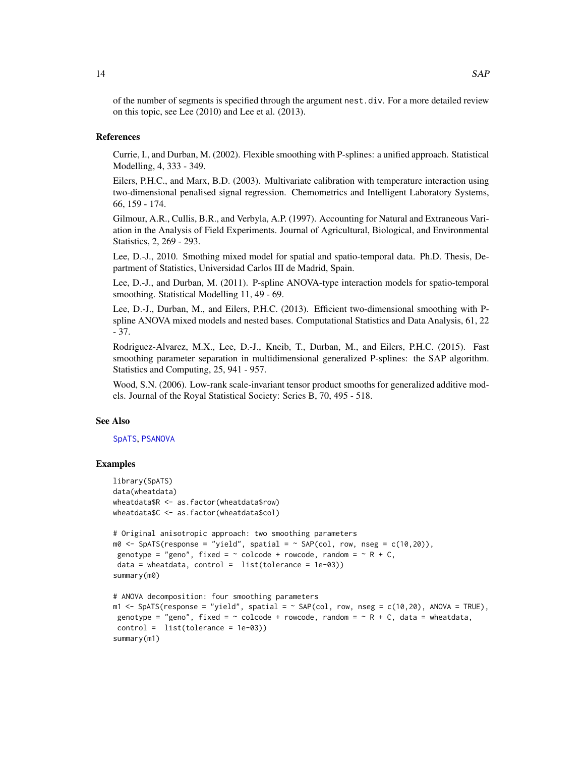of the number of segments is specified through the argument `nest.div`. For a more detailed review on this topic, see Lee (2010) and Lee et al. (2013).

### References

Currie, I., and Durban, M. (2002). Flexible smoothing with P-splines: a unified approach. Statistical Modelling, 4, 333 - 349.

Eilers, P.H.C., and Marx, B.D. (2003). Multivariate calibration with temperature interaction using two-dimensional penalised signal regression. Chemometrics and Intelligent Laboratory Systems, 66, 159 - 174.

Gilmour, A.R., Cullis, B.R., and Verbyla, A.P. (1997). Accounting for Natural and Extraneous Variation in the Analysis of Field Experiments. Journal of Agricultural, Biological, and Environmental Statistics, 2, 269 - 293.

Lee, D.-J., 2010. Smothing mixed model for spatial and spatio-temporal data. Ph.D. Thesis, Department of Statistics, Universidad Carlos III de Madrid, Spain.

Lee, D.-J., and Durban, M. (2011). P-spline ANOVA-type interaction models for spatio-temporal smoothing. Statistical Modelling 11, 49 - 69.

Lee, D.-J., Durban, M., and Eilers, P.H.C. (2013). Efficient two-dimensional smoothing with P-spline ANOVA mixed models and nested bases. Computational Statistics and Data Analysis, 61, 22 - 37.

Rodriguez-Alvarez, M.X., Lee, D.-J., Kneib, T., Durban, M., and Eilers, P.H.C. (2015). Fast smoothing parameter separation in multidimensional generalized P-splines: the SAP algorithm. Statistics and Computing, 25, 941 - 957.

Wood, S.N. (2006). Low-rank scale-invariant tensor product smooths for generalized additive models. Journal of the Royal Statistical Society: Series B, 70, 495 - 518.

### See Also

SpATS, PSANOVA

### Examples

```
library(SpATS)
data(wheatdata)
wheatdata$R <- as.factor(wheatdata$row)
wheatdata$C <- as.factor(wheatdata$col)

# Original anisotropic approach: two smoothing parameters
m0 <- SpATS(response = "yield", spatial = ~ SAP(col, row, nseg = c(10,20)),
 genotype = "geno", fixed = ~ colcode + rowcode, random = ~ R + C,
 data = wheatdata, control =  list(tolerance = 1e-03))
summary(m0)

# ANOVA decomposition: four smoothing parameters
m1 <- SpATS(response = "yield", spatial = ~ SAP(col, row, nseg = c(10,20), ANOVA = TRUE),
 genotype = "geno", fixed = ~ colcode + rowcode, random = ~ R + C, data = wheatdata,
 control =  list(tolerance = 1e-03))
summary(m1)
```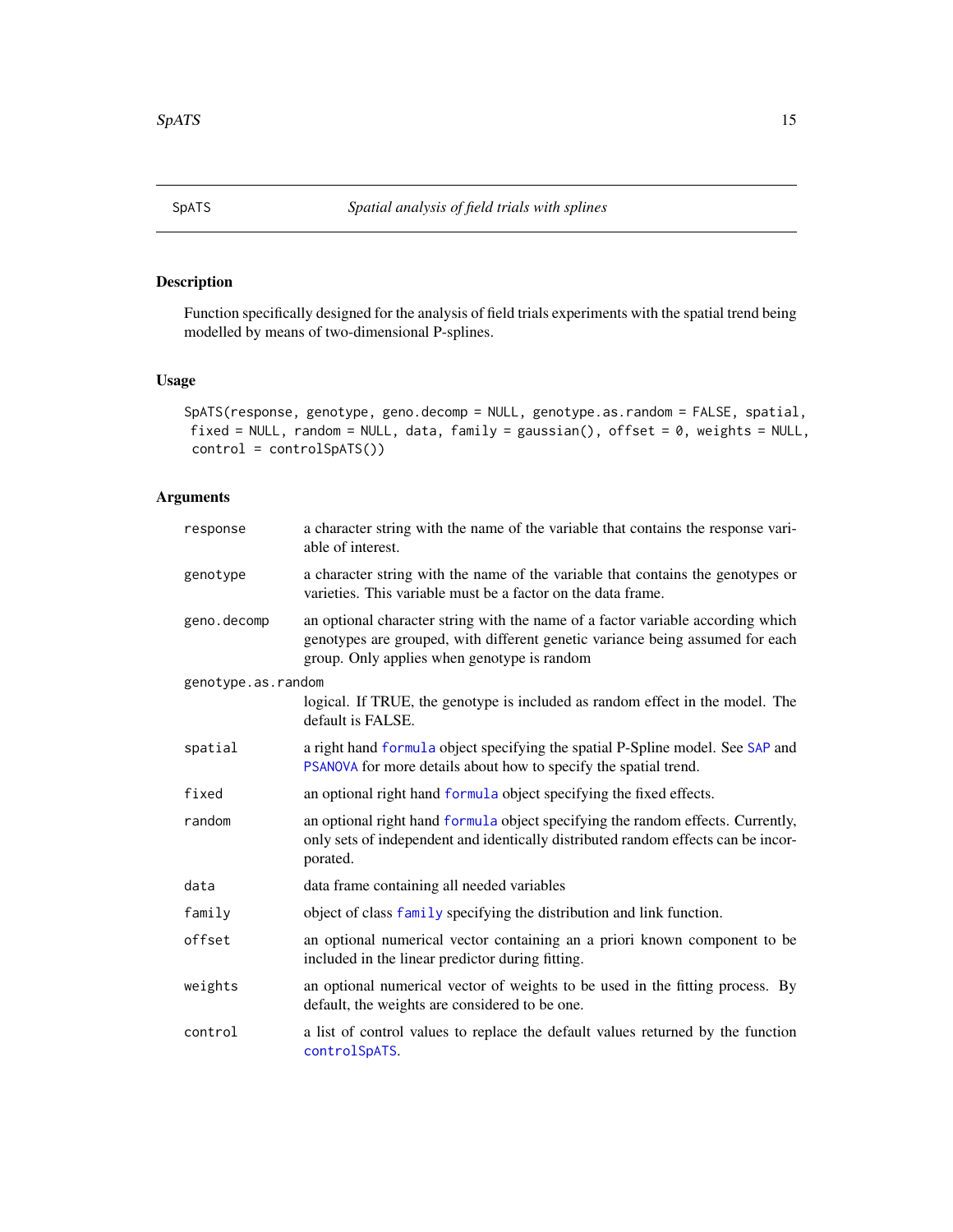SpATS *Spatial analysis of field trials with splines*

## Description

Function specifically designed for the analysis of field trials experiments with the spatial trend being modelled by means of two-dimensional P-splines.

## Usage

```
SpATS(response, genotype, geno.decomp = NULL, genotype.as.random = FALSE, spatial,
 fixed = NULL, random = NULL, data, family = gaussian(), offset = 0, weights = NULL,
 control = controlSpATS())
```

## Arguments

| | |
|---|---|
| response | a character string with the name of the variable that contains the response variable of interest. |
| genotype | a character string with the name of the variable that contains the genotypes or varieties. This variable must be a factor on the data frame. |
| geno.decomp | an optional character string with the name of a factor variable according which genotypes are grouped, with different genetic variance being assumed for each group. Only applies when genotype is random |
| genotype.as.random | logical. If TRUE, the genotype is included as random effect in the model. The default is FALSE. |
| spatial | a right hand `formula` object specifying the spatial P-Spline model. See `SAP` and `PSANOVA` for more details about how to specify the spatial trend. |
| fixed | an optional right hand `formula` object specifying the fixed effects. |
| random | an optional right hand `formula` object specifying the random effects. Currently, only sets of independent and identically distributed random effects can be incorporated. |
| data | data frame containing all needed variables |
| family | object of class `family` specifying the distribution and link function. |
| offset | an optional numerical vector containing an a priori known component to be included in the linear predictor during fitting. |
| weights | an optional numerical vector of weights to be used in the fitting process. By default, the weights are considered to be one. |
| control | a list of control values to replace the default values returned by the function `controlSpATS`. |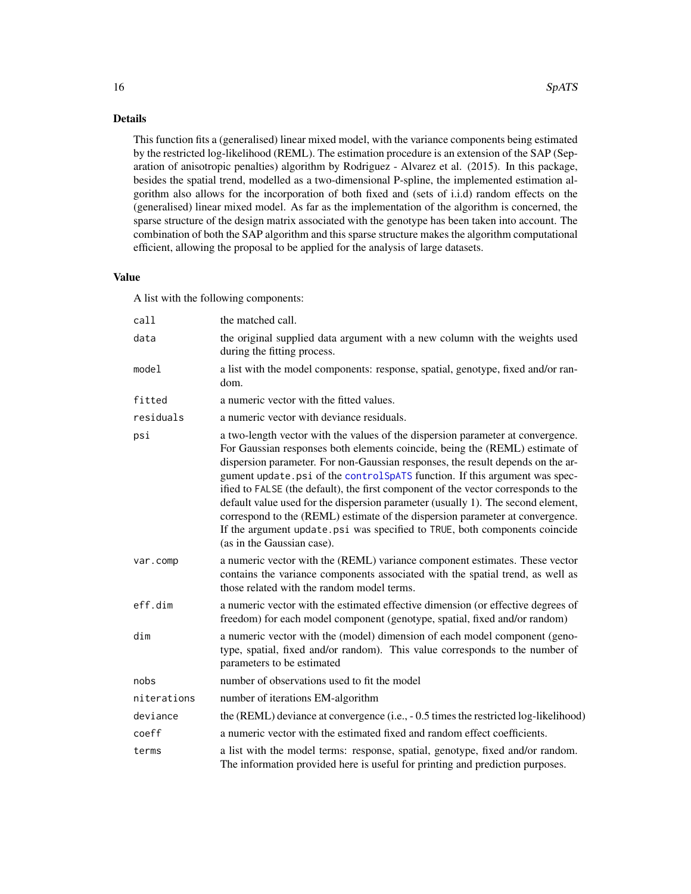## Details

This function fits a (generalised) linear mixed model, with the variance components being estimated by the restricted log-likelihood (REML). The estimation procedure is an extension of the SAP (Separation of anisotropic penalties) algorithm by Rodriguez - Alvarez et al. (2015). In this package, besides the spatial trend, modelled as a two-dimensional P-spline, the implemented estimation algorithm also allows for the incorporation of both fixed and (sets of i.i.d) random effects on the (generalised) linear mixed model. As far as the implementation of the algorithm is concerned, the sparse structure of the design matrix associated with the genotype has been taken into account. The combination of both the SAP algorithm and this sparse structure makes the algorithm computational efficient, allowing the proposal to be applied for the analysis of large datasets.

## Value

A list with the following components:

| | |
|---|---|
| `call` | the matched call. |
| `data` | the original supplied data argument with a new column with the weights used during the fitting process. |
| `model` | a list with the model components: response, spatial, genotype, fixed and/or random. |
| `fitted` | a numeric vector with the fitted values. |
| `residuals` | a numeric vector with deviance residuals. |
| `psi` | a two-length vector with the values of the dispersion parameter at convergence. For Gaussian responses both elements coincide, being the (REML) estimate of dispersion parameter. For non-Gaussian responses, the result depends on the argument `update.psi` of the `controlSpATS` function. If this argument was specified to `FALSE` (the default), the first component of the vector corresponds to the default value used for the dispersion parameter (usually 1). The second element, correspond to the (REML) estimate of the dispersion parameter at convergence. If the argument `update.psi` was specified to `TRUE`, both components coincide (as in the Gaussian case). |
| `var.comp` | a numeric vector with the (REML) variance component estimates. These vector contains the variance components associated with the spatial trend, as well as those related with the random model terms. |
| `eff.dim` | a numeric vector with the estimated effective dimension (or effective degrees of freedom) for each model component (genotype, spatial, fixed and/or random) |
| `dim` | a numeric vector with the (model) dimension of each model component (genotype, spatial, fixed and/or random). This value corresponds to the number of parameters to be estimated |
| `nobs` | number of observations used to fit the model |
| `niterations` | number of iterations EM-algorithm |
| `deviance` | the (REML) deviance at convergence (i.e., - 0.5 times the restricted log-likelihood) |
| `coeff` | a numeric vector with the estimated fixed and random effect coefficients. |
| `terms` | a list with the model terms: response, spatial, genotype, fixed and/or random. The information provided here is useful for printing and prediction purposes. |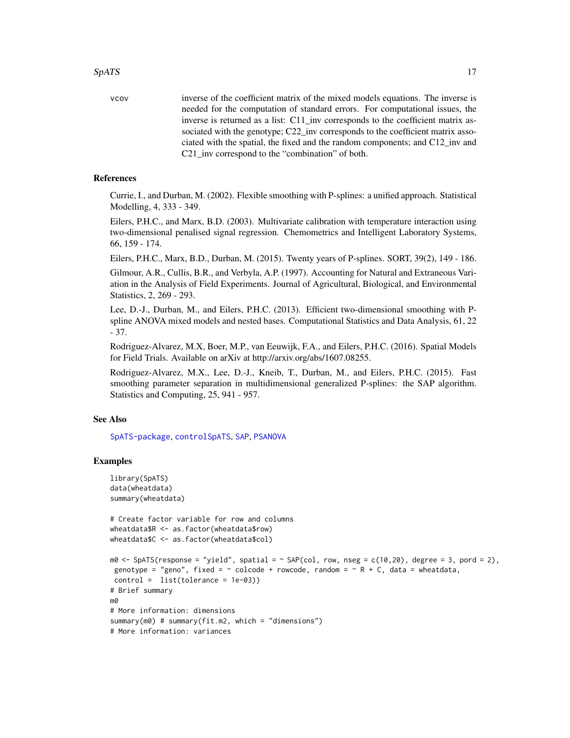vcov
: inverse of the coefficient matrix of the mixed models equations. The inverse is needed for the computation of standard errors. For computational issues, the inverse is returned as a list: C11_inv corresponds to the coefficient matrix associated with the genotype; C22_inv corresponds to the coefficient matrix associated with the spatial, the fixed and the random components; and C12_inv and C21_inv correspond to the "combination" of both.

## References

Currie, I., and Durban, M. (2002). Flexible smoothing with P-splines: a unified approach. Statistical Modelling, 4, 333 - 349.

Eilers, P.H.C., and Marx, B.D. (2003). Multivariate calibration with temperature interaction using two-dimensional penalised signal regression. Chemometrics and Intelligent Laboratory Systems, 66, 159 - 174.

Eilers, P.H.C., Marx, B.D., Durban, M. (2015). Twenty years of P-splines. SORT, 39(2), 149 - 186.

Gilmour, A.R., Cullis, B.R., and Verbyla, A.P. (1997). Accounting for Natural and Extraneous Variation in the Analysis of Field Experiments. Journal of Agricultural, Biological, and Environmental Statistics, 2, 269 - 293.

Lee, D.-J., Durban, M., and Eilers, P.H.C. (2013). Efficient two-dimensional smoothing with P-spline ANOVA mixed models and nested bases. Computational Statistics and Data Analysis, 61, 22 - 37.

Rodriguez-Alvarez, M.X, Boer, M.P., van Eeuwijk, F.A., and Eilers, P.H.C. (2016). Spatial Models for Field Trials. Available on arXiv at http://arxiv.org/abs/1607.08255.

Rodriguez-Alvarez, M.X., Lee, D.-J., Kneib, T., Durban, M., and Eilers, P.H.C. (2015). Fast smoothing parameter separation in multidimensional generalized P-splines: the SAP algorithm. Statistics and Computing, 25, 941 - 957.

## See Also

SpATS-package, controlSpATS, SAP, PSANOVA

## Examples

```
library(SpATS)
data(wheatdata)
summary(wheatdata)

# Create factor variable for row and columns
wheatdata$R <- as.factor(wheatdata$row)
wheatdata$C <- as.factor(wheatdata$col)

m0 <- SpATS(response = "yield", spatial = ~ SAP(col, row, nseg = c(10,20), degree = 3, pord = 2),
 genotype = "geno", fixed = ~ colcode + rowcode, random = ~ R + C, data = wheatdata,
 control =  list(tolerance = 1e-03))
# Brief summary
m0
# More information: dimensions
summary(m0) # summary(fit.m2, which = "dimensions")
# More information: variances
```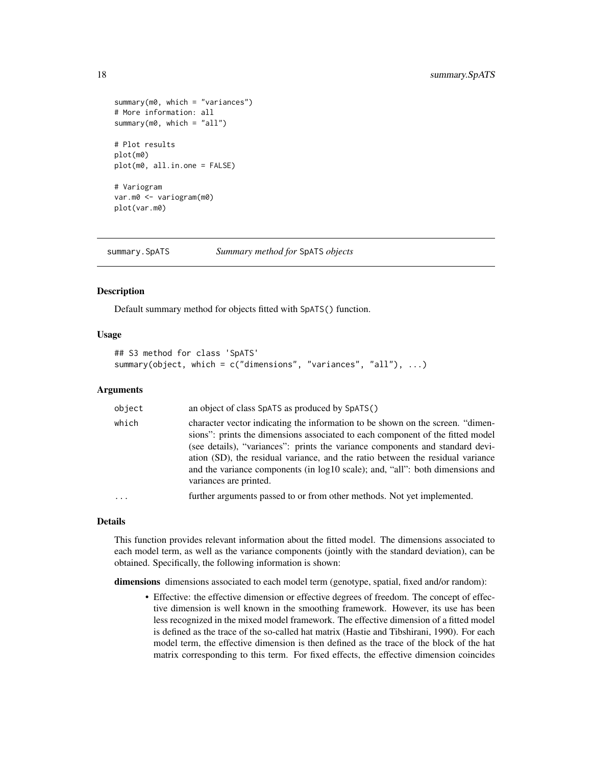```
summary(m0, which = "variances")
# More information: all
summary(m0, which = "all")

# Plot results
plot(m0)
plot(m0, all.in.one = FALSE)

# Variogram
var.m0 <- variogram(m0)
plot(var.m0)
```

---

## summary.SpATS — *Summary method for* SpATS *objects*

---

### Description

Default summary method for objects fitted with SpATS() function.

### Usage

```
## S3 method for class 'SpATS'
summary(object, which = c("dimensions", "variances", "all"), ...)
```

### Arguments

| | |
|---|---|
| object | an object of class SpATS as produced by SpATS() |
| which | character vector indicating the information to be shown on the screen. "dimensions": prints the dimensions associated to each component of the fitted model (see details), "variances": prints the variance components and standard deviation (SD), the residual variance, and the ratio between the residual variance and the variance components (in log10 scale); and, "all": both dimensions and variances are printed. |
| ... | further arguments passed to or from other methods. Not yet implemented. |

### Details

This function provides relevant information about the fitted model. The dimensions associated to each model term, as well as the variance components (jointly with the standard deviation), can be obtained. Specifically, the following information is shown:

**dimensions** dimensions associated to each model term (genotype, spatial, fixed and/or random):

- Effective: the effective dimension or effective degrees of freedom. The concept of effective dimension is well known in the smoothing framework. However, its use has been less recognized in the mixed model framework. The effective dimension of a fitted model is defined as the trace of the so-called hat matrix (Hastie and Tibshirani, 1990). For each model term, the effective dimension is then defined as the trace of the block of the hat matrix corresponding to this term. For fixed effects, the effective dimension coincides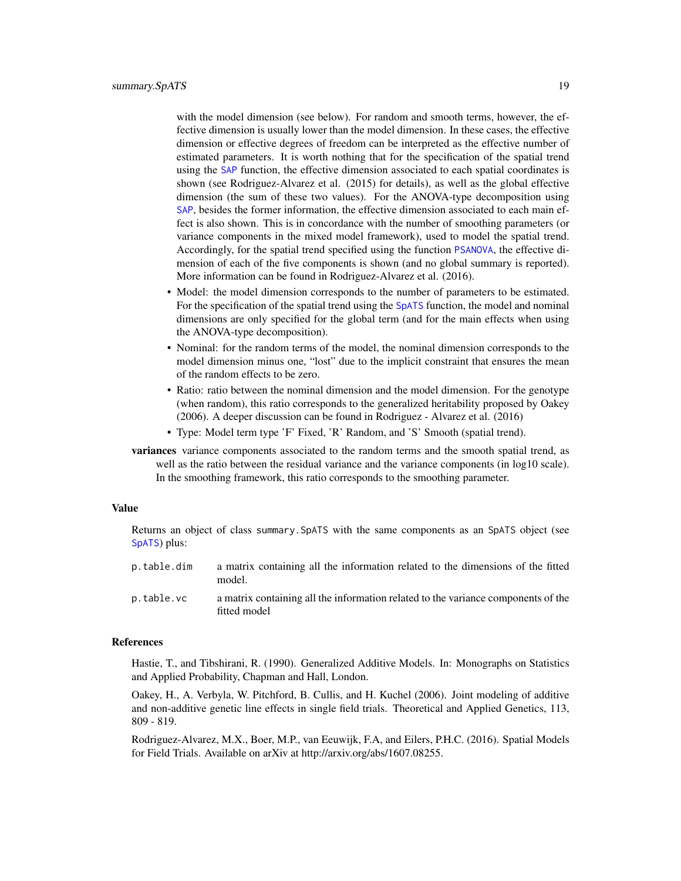with the model dimension (see below). For random and smooth terms, however, the effective dimension is usually lower than the model dimension. In these cases, the effective dimension or effective degrees of freedom can be interpreted as the effective number of estimated parameters. It is worth nothing that for the specification of the spatial trend using the `SAP` function, the effective dimension associated to each spatial coordinates is shown (see Rodriguez-Alvarez et al. (2015) for details), as well as the global effective dimension (the sum of these two values). For the ANOVA-type decomposition using `SAP`, besides the former information, the effective dimension associated to each main effect is also shown. This is in concordance with the number of smoothing parameters (or variance components in the mixed model framework), used to model the spatial trend. Accordingly, for the spatial trend specified using the function `PSANOVA`, the effective dimension of each of the five components is shown (and no global summary is reported). More information can be found in Rodriguez-Alvarez et al. (2016).

- Model: the model dimension corresponds to the number of parameters to be estimated. For the specification of the spatial trend using the `SpATS` function, the model and nominal dimensions are only specified for the global term (and for the main effects when using the ANOVA-type decomposition).
- Nominal: for the random terms of the model, the nominal dimension corresponds to the model dimension minus one, "lost" due to the implicit constraint that ensures the mean of the random effects to be zero.
- Ratio: ratio between the nominal dimension and the model dimension. For the genotype (when random), this ratio corresponds to the generalized heritability proposed by Oakey (2006). A deeper discussion can be found in Rodriguez - Alvarez et al. (2016)
- Type: Model term type 'F' Fixed, 'R' Random, and 'S' Smooth (spatial trend).

**variances** variance components associated to the random terms and the smooth spatial trend, as well as the ratio between the residual variance and the variance components (in log10 scale). In the smoothing framework, this ratio corresponds to the smoothing parameter.

## Value

Returns an object of class `summary.SpATS` with the same components as an `SpATS` object (see `SpATS`) plus:

`p.table.dim` a matrix containing all the information related to the dimensions of the fitted model.

`p.table.vc` a matrix containing all the information related to the variance components of the fitted model

## References

Hastie, T., and Tibshirani, R. (1990). Generalized Additive Models. In: Monographs on Statistics and Applied Probability, Chapman and Hall, London.

Oakey, H., A. Verbyla, W. Pitchford, B. Cullis, and H. Kuchel (2006). Joint modeling of additive and non-additive genetic line effects in single field trials. Theoretical and Applied Genetics, 113, 809 - 819.

Rodriguez-Alvarez, M.X., Boer, M.P., van Eeuwijk, F.A, and Eilers, P.H.C. (2016). Spatial Models for Field Trials. Available on arXiv at http://arxiv.org/abs/1607.08255.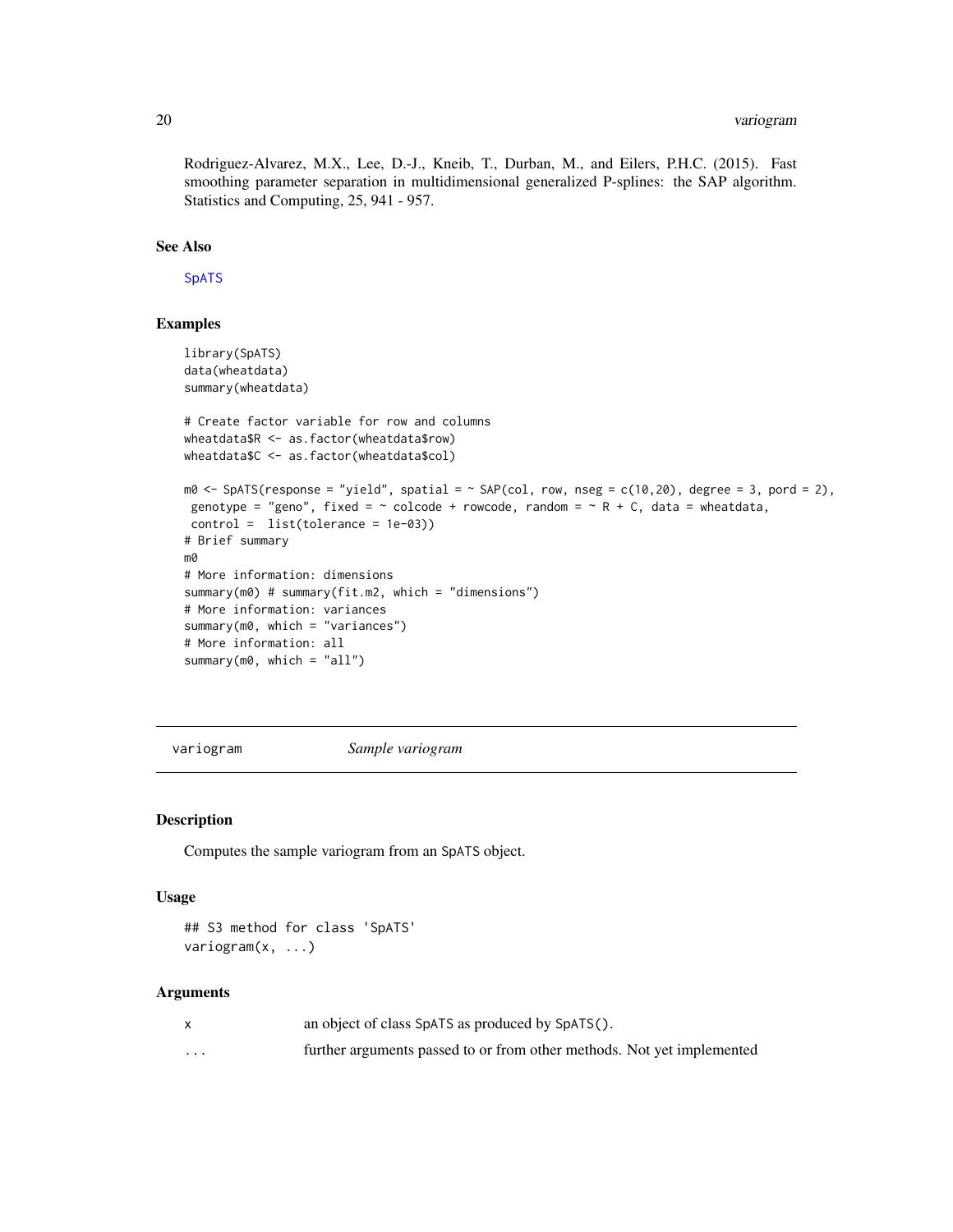Rodriguez-Alvarez, M.X., Lee, D.-J., Kneib, T., Durban, M., and Eilers, P.H.C. (2015). Fast smoothing parameter separation in multidimensional generalized P-splines: the SAP algorithm. Statistics and Computing, 25, 941 - 957.

### See Also

SpATS

### Examples

```
library(SpATS)
data(wheatdata)
summary(wheatdata)

# Create factor variable for row and columns
wheatdata$R <- as.factor(wheatdata$row)
wheatdata$C <- as.factor(wheatdata$col)

m0 <- SpATS(response = "yield", spatial = ~ SAP(col, row, nseg = c(10,20), degree = 3, pord = 2),
 genotype = "geno", fixed = ~ colcode + rowcode, random = ~ R + C, data = wheatdata,
 control =  list(tolerance = 1e-03))
# Brief summary
m0
# More information: dimensions
summary(m0) # summary(fit.m2, which = "dimensions")
# More information: variances
summary(m0, which = "variances")
# More information: all
summary(m0, which = "all")
```

---

## variogram &nbsp;&nbsp;&nbsp;&nbsp; *Sample variogram*

### Description

Computes the sample variogram from an SpATS object.

### Usage

```
## S3 method for class 'SpATS'
variogram(x, ...)
```

### Arguments

| | |
|---|---|
| x | an object of class SpATS as produced by SpATS(). |
| ... | further arguments passed to or from other methods. Not yet implemented |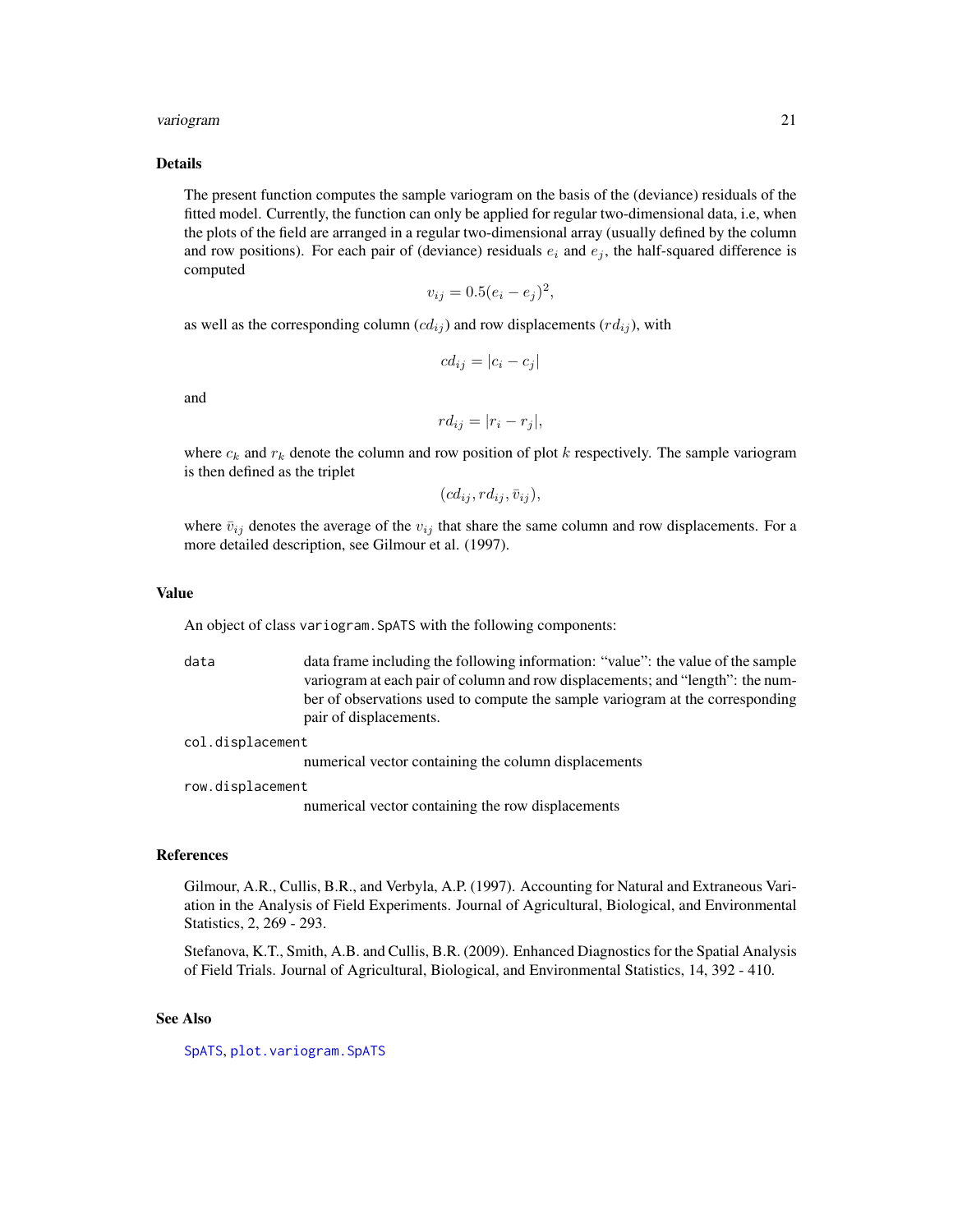## Details

The present function computes the sample variogram on the basis of the (deviance) residuals of the fitted model. Currently, the function can only be applied for regular two-dimensional data, i.e, when the plots of the field are arranged in a regular two-dimensional array (usually defined by the column and row positions). For each pair of (deviance) residuals $e_i$ and $e_j$, the half-squared difference is computed

$$v_{ij} = 0.5(e_i - e_j)^2,$$

as well as the corresponding column ($cd_{ij}$) and row displacements ($rd_{ij}$), with

$$cd_{ij} = |c_i - c_j|$$

and

$$rd_{ij} = |r_i - r_j|,$$

where $c_k$ and $r_k$ denote the column and row position of plot $k$ respectively. The sample variogram is then defined as the triplet

$$(cd_{ij}, rd_{ij}, \bar{v}_{ij}),$$

where $\bar{v}_{ij}$ denotes the average of the $v_{ij}$ that share the same column and row displacements. For a more detailed description, see Gilmour et al. (1997).

## Value

An object of class `variogram.SpATS` with the following components:

`data` data frame including the following information: "value": the value of the sample variogram at each pair of column and row displacements; and "length": the number of observations used to compute the sample variogram at the corresponding pair of displacements.

`col.displacement` numerical vector containing the column displacements

`row.displacement` numerical vector containing the row displacements

## References

Gilmour, A.R., Cullis, B.R., and Verbyla, A.P. (1997). Accounting for Natural and Extraneous Variation in the Analysis of Field Experiments. Journal of Agricultural, Biological, and Environmental Statistics, 2, 269 - 293.

Stefanova, K.T., Smith, A.B. and Cullis, B.R. (2009). Enhanced Diagnostics for the Spatial Analysis of Field Trials. Journal of Agricultural, Biological, and Environmental Statistics, 14, 392 - 410.

## See Also

`SpATS`, `plot.variogram.SpATS`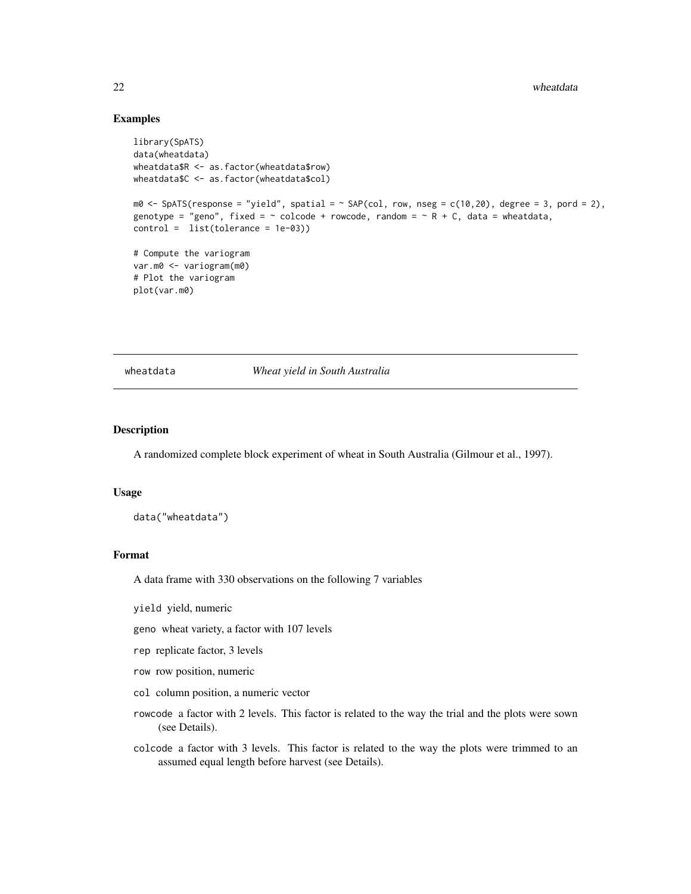## Examples

```
library(SpATS)
data(wheatdata)
wheatdata$R <- as.factor(wheatdata$row)
wheatdata$C <- as.factor(wheatdata$col)

m0 <- SpATS(response = "yield", spatial = ~ SAP(col, row, nseg = c(10,20), degree = 3, pord = 2),
genotype = "geno", fixed = ~ colcode + rowcode, random = ~ R + C, data = wheatdata,
control =  list(tolerance = 1e-03))

# Compute the variogram
var.m0 <- variogram(m0)
# Plot the variogram
plot(var.m0)
```

---

wheatdata *Wheat yield in South Australia*

---

## Description

A randomized complete block experiment of wheat in South Australia (Gilmour et al., 1997).

## Usage

```
data("wheatdata")
```

## Format

A data frame with 330 observations on the following 7 variables

- `yield` yield, numeric
- `geno` wheat variety, a factor with 107 levels
- `rep` replicate factor, 3 levels
- `row` row position, numeric
- `col` column position, a numeric vector
- `rowcode` a factor with 2 levels. This factor is related to the way the trial and the plots were sown (see Details).
- `colcode` a factor with 3 levels. This factor is related to the way the plots were trimmed to an assumed equal length before harvest (see Details).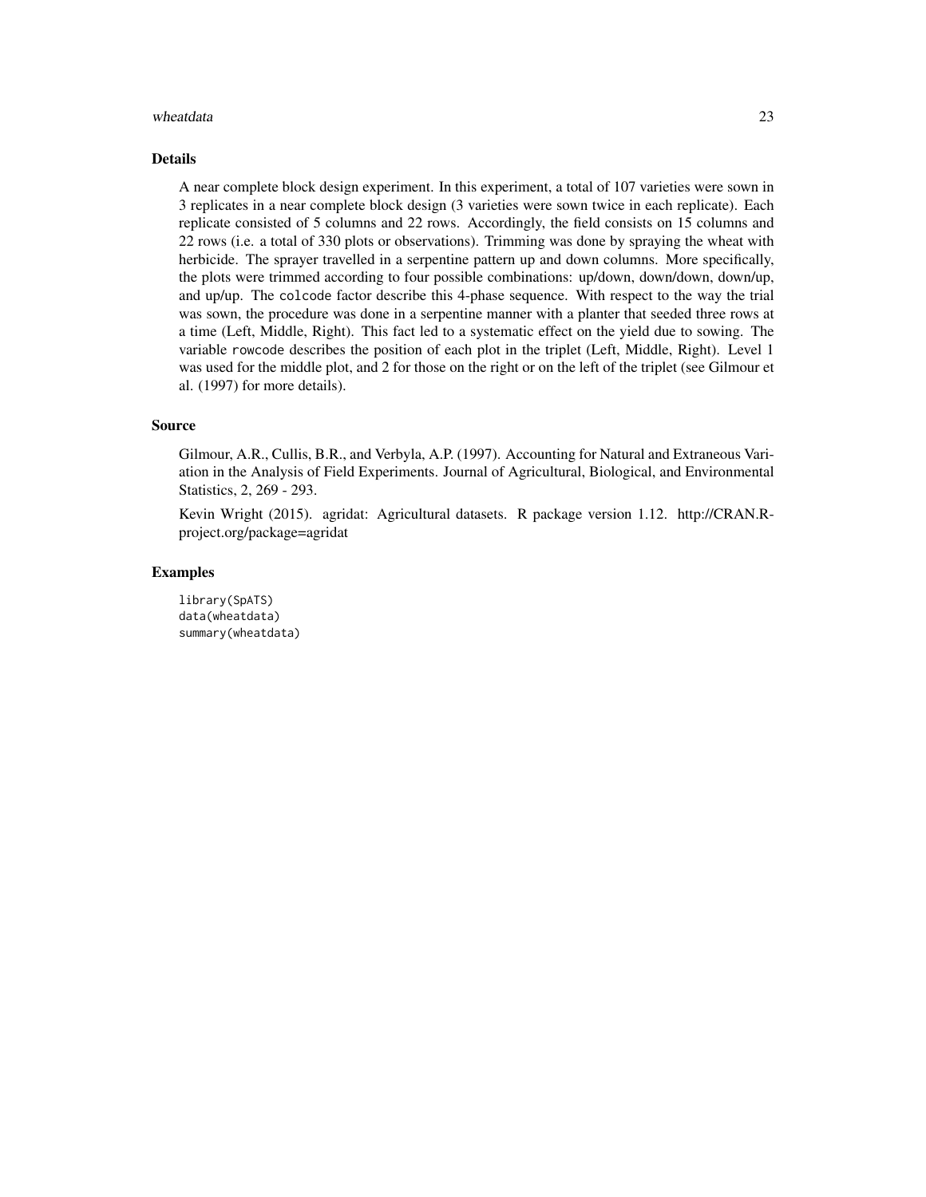## Details

A near complete block design experiment. In this experiment, a total of 107 varieties were sown in 3 replicates in a near complete block design (3 varieties were sown twice in each replicate). Each replicate consisted of 5 columns and 22 rows. Accordingly, the field consists on 15 columns and 22 rows (i.e. a total of 330 plots or observations). Trimming was done by spraying the wheat with herbicide. The sprayer travelled in a serpentine pattern up and down columns. More specifically, the plots were trimmed according to four possible combinations: up/down, down/down, down/up, and up/up. The `colcode` factor describe this 4-phase sequence. With respect to the way the trial was sown, the procedure was done in a serpentine manner with a planter that seeded three rows at a time (Left, Middle, Right). This fact led to a systematic effect on the yield due to sowing. The variable `rowcode` describes the position of each plot in the triplet (Left, Middle, Right). Level 1 was used for the middle plot, and 2 for those on the right or on the left of the triplet (see Gilmour et al. (1997) for more details).

## Source

Gilmour, A.R., Cullis, B.R., and Verbyla, A.P. (1997). Accounting for Natural and Extraneous Variation in the Analysis of Field Experiments. Journal of Agricultural, Biological, and Environmental Statistics, 2, 269 - 293.

Kevin Wright (2015). agridat: Agricultural datasets. R package version 1.12. http://CRAN.R-project.org/package=agridat

## Examples

```
library(SpATS)
data(wheatdata)
summary(wheatdata)
```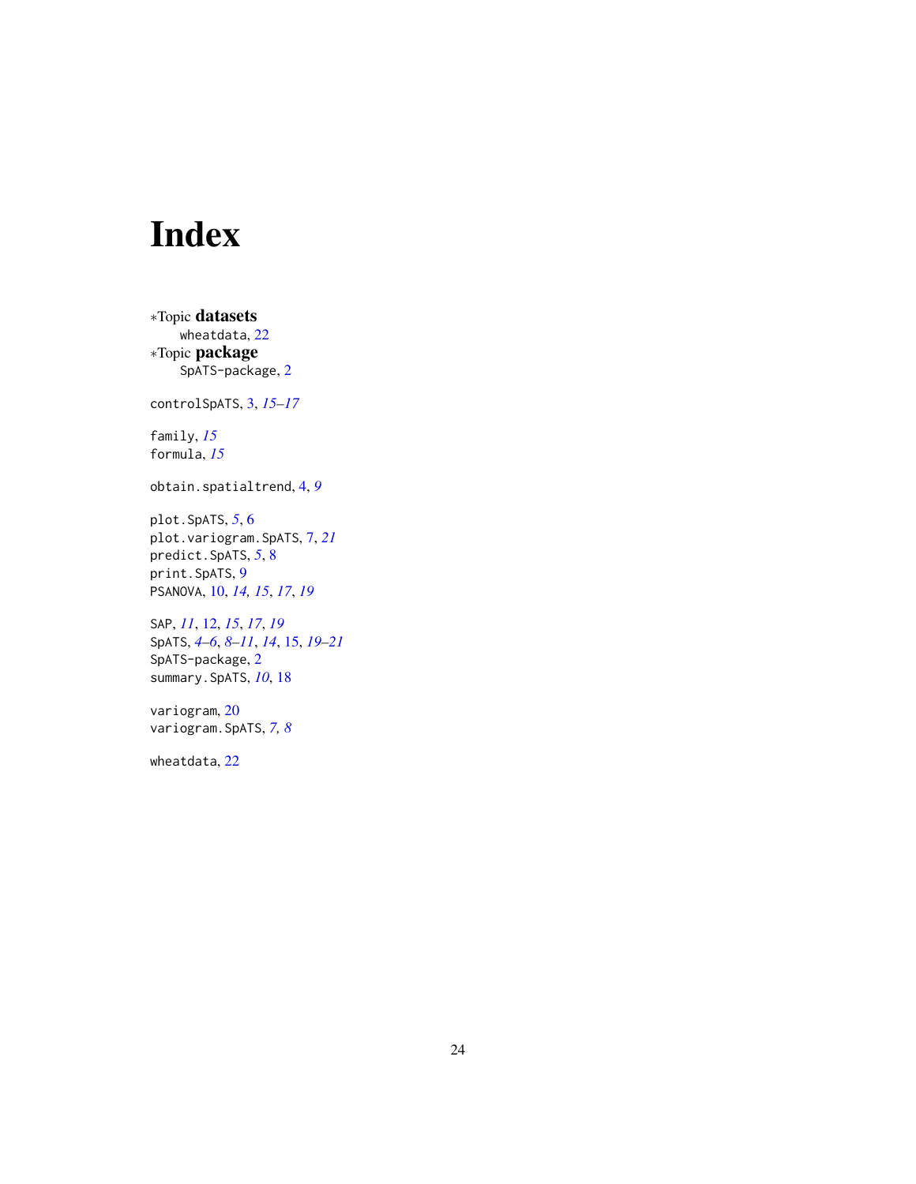# Index

*Topic **datasets**
 wheatdata, 22

*Topic **package**
 SpATS-package, 2

controlSpATS, 3, *15–17*

family, *15*
formula, *15*

obtain.spatialtrend, 4, *9*

plot.SpATS, *5*, 6
plot.variogram.SpATS, 7, *21*
predict.SpATS, *5*, 8
print.SpATS, 9
PSANOVA, 10, *14, 15*, *17*, *19*

SAP, *11*, 12, *15*, *17*, *19*
SpATS, *4–6*, *8–11*, *14*, 15, *19–21*
SpATS-package, 2
summary.SpATS, *10*, 18

variogram, 20
variogram.SpATS, *7, 8*

wheatdata, 22